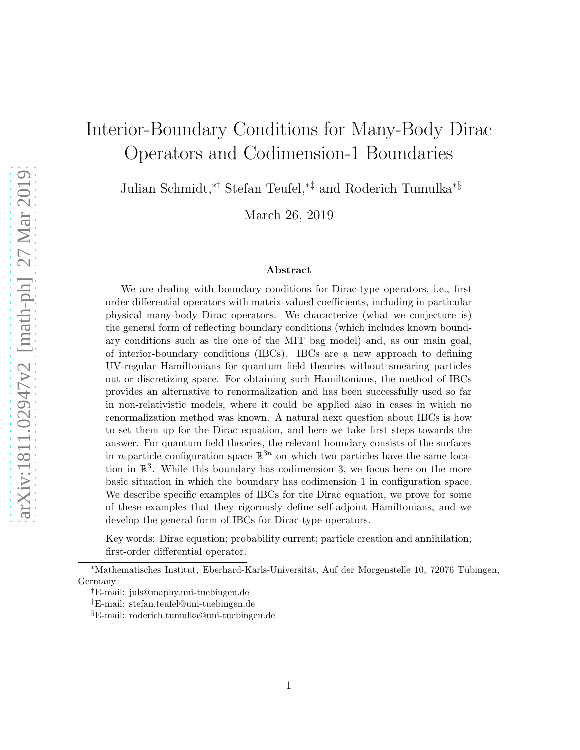# Interior-Boundary Conditions for Many-Body Dirac Operators and Codimension-1 Boundaries

Julian Schmidt,[*†] Stefan Teufel,[*‡] and Roderich Tumulka[*§]

March 26, 2019

### Abstract

We are dealing with boundary conditions for Dirac-type operators, i.e., first order differential operators with matrix-valued coefficients, including in particular physical many-body Dirac operators. We characterize (what we conjecture is) the general form of reflecting boundary conditions (which includes known boundary conditions such as the one of the MIT bag model) and, as our main goal, of interior-boundary conditions (IBCs). IBCs are a new approach to defining UV-regular Hamiltonians for quantum field theories without smearing particles out or discretizing space. For obtaining such Hamiltonians, the method of IBCs provides an alternative to renormalization and has been successfully used so far in non-relativistic models, where it could be applied also in cases in which no renormalization method was known. A natural next question about IBCs is how to set them up for the Dirac equation, and here we take first steps towards the answer. For quantum field theories, the relevant boundary consists of the surfaces in $n$-particle configuration space $\mathbb{R}^{3n}$ on which two particles have the same location in $\mathbb{R}^3$. While this boundary has codimension 3, we focus here on the more basic situation in which the boundary has codimension 1 in configuration space. We describe specific examples of IBCs for the Dirac equation, we prove for some of these examples that they rigorously define self-adjoint Hamiltonians, and we develop the general form of IBCs for Dirac-type operators.

Key words: Dirac equation; probability current; particle creation and annihilation; first-order differential operator.

---

[*]Mathematisches Institut, Eberhard-Karls-Universität, Auf der Morgenstelle 10, 72076 Tübingen, Germany

[†]E-mail: juls@maphy.uni-tuebingen.de

[‡]E-mail: stefan.teufel@uni-tuebingen.de

[§]E-mail: roderich.tumulka@uni-tuebingen.de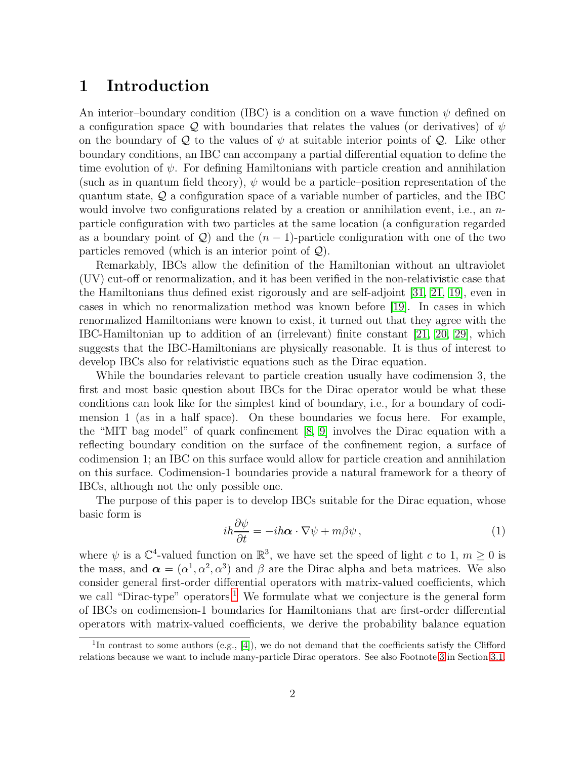# 1 Introduction

An interior–boundary condition (IBC) is a condition on a wave function $\psi$ defined on a configuration space $\mathcal{Q}$ with boundaries that relates the values (or derivatives) of $\psi$ on the boundary of $\mathcal{Q}$ to the values of $\psi$ at suitable interior points of $\mathcal{Q}$. Like other boundary conditions, an IBC can accompany a partial differential equation to define the time evolution of $\psi$. For defining Hamiltonians with particle creation and annihilation (such as in quantum field theory), $\psi$ would be a particle–position representation of the quantum state, $\mathcal{Q}$ a configuration space of a variable number of particles, and the IBC would involve two configurations related by a creation or annihilation event, i.e., an $n$-particle configuration with two particles at the same location (a configuration regarded as a boundary point of $\mathcal{Q}$) and the $(n-1)$-particle configuration with one of the two particles removed (which is an interior point of $\mathcal{Q}$).

Remarkably, IBCs allow the definition of the Hamiltonian without an ultraviolet (UV) cut-off or renormalization, and it has been verified in the non-relativistic case that the Hamiltonians thus defined exist rigorously and are self-adjoint [31, 21, 19], even in cases in which no renormalization method was known before [19]. In cases in which renormalized Hamiltonians were known to exist, it turned out that they agree with the IBC-Hamiltonian up to addition of an (irrelevant) finite constant [21, 20, 29], which suggests that the IBC-Hamiltonians are physically reasonable. It is thus of interest to develop IBCs also for relativistic equations such as the Dirac equation.

While the boundaries relevant to particle creation usually have codimension 3, the first and most basic question about IBCs for the Dirac operator would be what these conditions can look like for the simplest kind of boundary, i.e., for a boundary of codimension 1 (as in a half space). On these boundaries we focus here. For example, the "MIT bag model" of quark confinement [8, 9] involves the Dirac equation with a reflecting boundary condition on the surface of the confinement region, a surface of codimension 1; an IBC on this surface would allow for particle creation and annihilation on this surface. Codimension-1 boundaries provide a natural framework for a theory of IBCs, although not the only possible one.

The purpose of this paper is to develop IBCs suitable for the Dirac equation, whose basic form is

$$i\hbar\frac{\partial\psi}{\partial t} = -i\hbar\boldsymbol{\alpha}\cdot\nabla\psi + m\beta\psi\,, \tag{1}$$

where $\psi$ is a $\mathbb{C}^4$-valued function on $\mathbb{R}^3$, we have set the speed of light $c$ to 1, $m \geq 0$ is the mass, and $\boldsymbol{\alpha} = (\alpha^1, \alpha^2, \alpha^3)$ and $\beta$ are the Dirac alpha and beta matrices. We also consider general first-order differential operators with matrix-valued coefficients, which we call "Dirac-type" operators.[1] We formulate what we conjecture is the general form of IBCs on codimension-1 boundaries for Hamiltonians that are first-order differential operators with matrix-valued coefficients, we derive the probability balance equation

[1] In contrast to some authors (e.g., [4]), we do not demand that the coefficients satisfy the Clifford relations because we want to include many-particle Dirac operators. See also Footnote 3 in Section 3.1.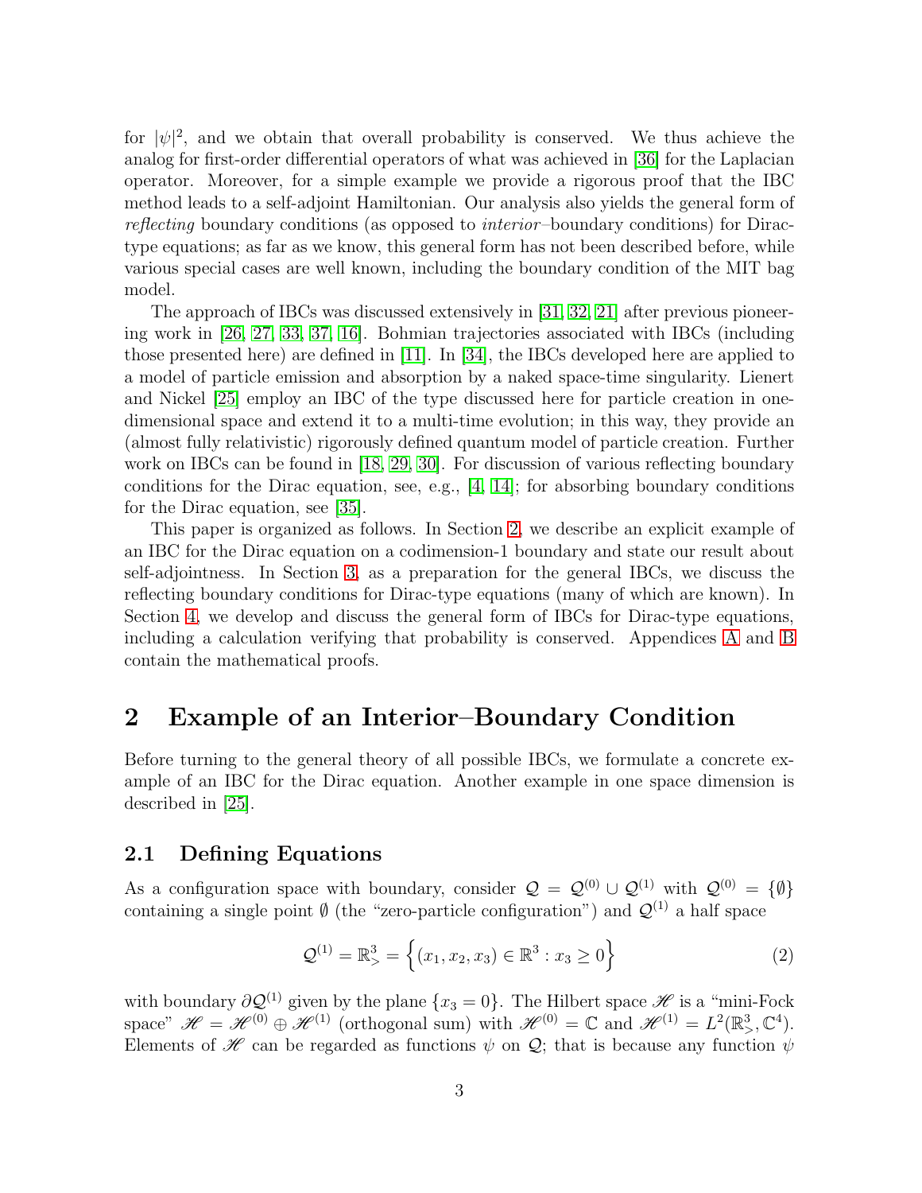for $|\psi|^2$, and we obtain that overall probability is conserved. We thus achieve the analog for first-order differential operators of what was achieved in [36] for the Laplacian operator. Moreover, for a simple example we provide a rigorous proof that the IBC method leads to a self-adjoint Hamiltonian. Our analysis also yields the general form of *reflecting* boundary conditions (as opposed to *interior*–boundary conditions) for Dirac-type equations; as far as we know, this general form has not been described before, while various special cases are well known, including the boundary condition of the MIT bag model.

The approach of IBCs was discussed extensively in [31, 32, 21] after previous pioneering work in [26, 27, 33, 37, 16]. Bohmian trajectories associated with IBCs (including those presented here) are defined in [11]. In [34], the IBCs developed here are applied to a model of particle emission and absorption by a naked space-time singularity. Lienert and Nickel [25] employ an IBC of the type discussed here for particle creation in one-dimensional space and extend it to a multi-time evolution; in this way, they provide an (almost fully relativistic) rigorously defined quantum model of particle creation. Further work on IBCs can be found in [18, 29, 30]. For discussion of various reflecting boundary conditions for the Dirac equation, see, e.g., [4, 14]; for absorbing boundary conditions for the Dirac equation, see [35].

This paper is organized as follows. In Section 2, we describe an explicit example of an IBC for the Dirac equation on a codimension-1 boundary and state our result about self-adjointness. In Section 3, as a preparation for the general IBCs, we discuss the reflecting boundary conditions for Dirac-type equations (many of which are known). In Section 4, we develop and discuss the general form of IBCs for Dirac-type equations, including a calculation verifying that probability is conserved. Appendices A and B contain the mathematical proofs.

# 2 Example of an Interior–Boundary Condition

Before turning to the general theory of all possible IBCs, we formulate a concrete example of an IBC for the Dirac equation. Another example in one space dimension is described in [25].

## 2.1 Defining Equations

As a configuration space with boundary, consider $\mathcal{Q} = \mathcal{Q}^{(0)} \cup \mathcal{Q}^{(1)}$ with $\mathcal{Q}^{(0)} = \{\emptyset\}$ containing a single point $\emptyset$ (the "zero-particle configuration") and $\mathcal{Q}^{(1)}$ a half space

$$\mathcal{Q}^{(1)} = \mathbb{R}^3_> = \Big\{(x_1, x_2, x_3) \in \mathbb{R}^3 : x_3 \geq 0\Big\} \tag{2}$$

with boundary $\partial\mathcal{Q}^{(1)}$ given by the plane $\{x_3 = 0\}$. The Hilbert space $\mathscr{H}$ is a "mini-Fock space" $\mathscr{H} = \mathscr{H}^{(0)} \oplus \mathscr{H}^{(1)}$ (orthogonal sum) with $\mathscr{H}^{(0)} = \mathbb{C}$ and $\mathscr{H}^{(1)} = L^2(\mathbb{R}^3_>, \mathbb{C}^4)$. Elements of $\mathscr{H}$ can be regarded as functions $\psi$ on $\mathcal{Q}$; that is because any function $\psi$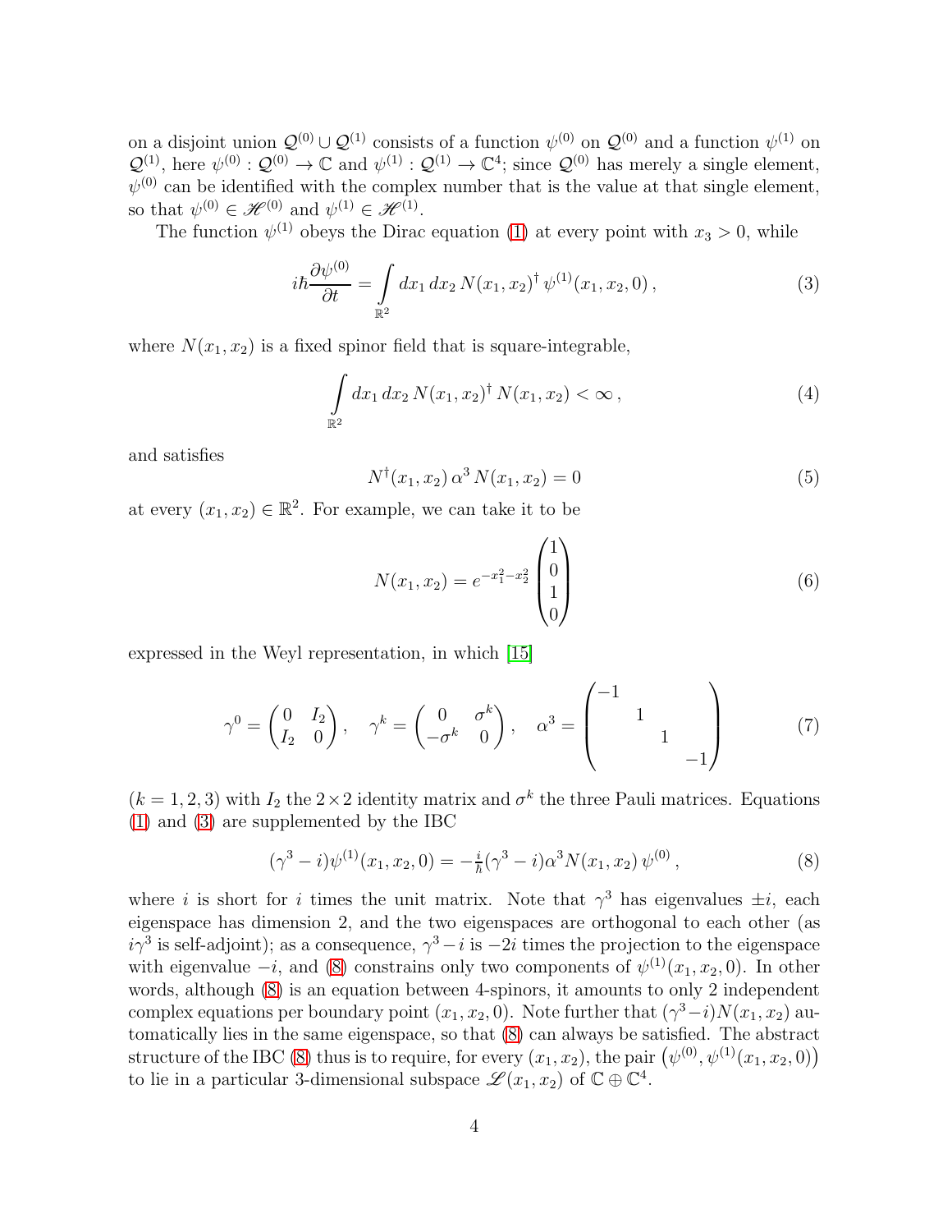on a disjoint union $\mathcal{Q}^{(0)} \cup \mathcal{Q}^{(1)}$ consists of a function $\psi^{(0)}$ on $\mathcal{Q}^{(0)}$ and a function $\psi^{(1)}$ on $\mathcal{Q}^{(1)}$, here $\psi^{(0)} : \mathcal{Q}^{(0)} \to \mathbb{C}$ and $\psi^{(1)} : \mathcal{Q}^{(1)} \to \mathbb{C}^4$; since $\mathcal{Q}^{(0)}$ has merely a single element, $\psi^{(0)}$ can be identified with the complex number that is the value at that single element, so that $\psi^{(0)} \in \mathscr{H}^{(0)}$ and $\psi^{(1)} \in \mathscr{H}^{(1)}$.

The function $\psi^{(1)}$ obeys the Dirac equation (1) at every point with $x_3 > 0$, while

$$i\hbar \frac{\partial \psi^{(0)}}{\partial t} = \int\limits_{\mathbb{R}^2} dx_1\, dx_2\, N(x_1, x_2)^\dagger\, \psi^{(1)}(x_1, x_2, 0)\,, \tag{3}$$

where $N(x_1, x_2)$ is a fixed spinor field that is square-integrable,

$$\int\limits_{\mathbb{R}^2} dx_1\, dx_2\, N(x_1, x_2)^\dagger\, N(x_1, x_2) < \infty\,, \tag{4}$$

and satisfies

$$N^\dagger(x_1, x_2)\, \alpha^3\, N(x_1, x_2) = 0 \tag{5}$$

at every $(x_1, x_2) \in \mathbb{R}^2$. For example, we can take it to be

$$N(x_1, x_2) = e^{-x_1^2 - x_2^2} \begin{pmatrix} 1 \\ 0 \\ 1 \\ 0 \end{pmatrix} \tag{6}$$

expressed in the Weyl representation, in which [15]

$$\gamma^0 = \begin{pmatrix} 0 & I_2 \\ I_2 & 0 \end{pmatrix}, \quad \gamma^k = \begin{pmatrix} 0 & \sigma^k \\ -\sigma^k & 0 \end{pmatrix}, \quad \alpha^3 = \begin{pmatrix} -1 & & & \\ & 1 & & \\ & & 1 & \\ & & & -1 \end{pmatrix} \tag{7}$$

($k = 1, 2, 3$) with $I_2$ the $2 \times 2$ identity matrix and $\sigma^k$ the three Pauli matrices. Equations (1) and (3) are supplemented by the IBC

$$(\gamma^3 - i)\psi^{(1)}(x_1, x_2, 0) = -\tfrac{i}{\hbar}(\gamma^3 - i)\alpha^3 N(x_1, x_2)\, \psi^{(0)}\,, \tag{8}$$

where $i$ is short for $i$ times the unit matrix. Note that $\gamma^3$ has eigenvalues $\pm i$, each eigenspace has dimension 2, and the two eigenspaces are orthogonal to each other (as $i\gamma^3$ is self-adjoint); as a consequence, $\gamma^3 - i$ is $-2i$ times the projection to the eigenspace with eigenvalue $-i$, and (8) constrains only two components of $\psi^{(1)}(x_1, x_2, 0)$. In other words, although (8) is an equation between 4-spinors, it amounts to only 2 independent complex equations per boundary point $(x_1, x_2, 0)$. Note further that $(\gamma^3 - i)N(x_1, x_2)$ automatically lies in the same eigenspace, so that (8) can always be satisfied. The abstract structure of the IBC (8) thus is to require, for every $(x_1, x_2)$, the pair $\big(\psi^{(0)}, \psi^{(1)}(x_1, x_2, 0)\big)$ to lie in a particular 3-dimensional subspace $\mathscr{L}(x_1, x_2)$ of $\mathbb{C} \oplus \mathbb{C}^4$.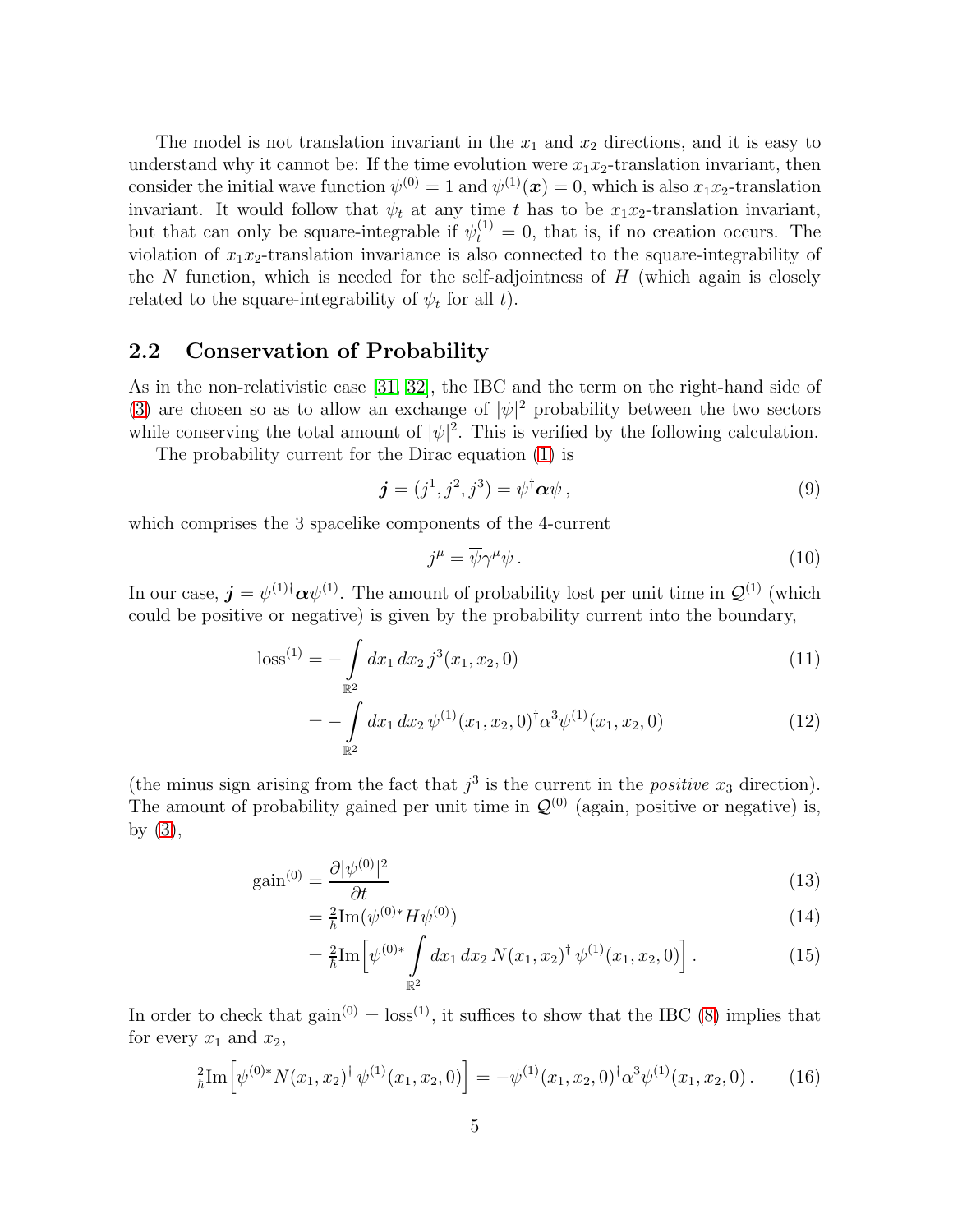The model is not translation invariant in the $x_1$ and $x_2$ directions, and it is easy to understand why it cannot be: If the time evolution were $x_1x_2$-translation invariant, then consider the initial wave function $\psi^{(0)} = 1$ and $\psi^{(1)}(\boldsymbol{x}) = 0$, which is also $x_1x_2$-translation invariant. It would follow that $\psi_t$ at any time $t$ has to be $x_1x_2$-translation invariant, but that can only be square-integrable if $\psi^{(1)}_t = 0$, that is, if no creation occurs. The violation of $x_1x_2$-translation invariance is also connected to the square-integrability of the $N$ function, which is needed for the self-adjointness of $H$ (which again is closely related to the square-integrability of $\psi_t$ for all $t$).

## 2.2 Conservation of Probability

As in the non-relativistic case [31, 32], the IBC and the term on the right-hand side of (3) are chosen so as to allow an exchange of $|\psi|^2$ probability between the two sectors while conserving the total amount of $|\psi|^2$. This is verified by the following calculation.

The probability current for the Dirac equation (1) is

$$\boldsymbol{j} = (j^1, j^2, j^3) = \psi^\dagger \boldsymbol{\alpha} \psi \,, \tag{9}$$

which comprises the 3 spacelike components of the 4-current

$$j^\mu = \overline{\psi} \gamma^\mu \psi \,. \tag{10}$$

In our case, $\boldsymbol{j} = \psi^{(1)\dagger} \boldsymbol{\alpha} \psi^{(1)}$. The amount of probability lost per unit time in $\mathcal{Q}^{(1)}$ (which could be positive or negative) is given by the probability current into the boundary,

$$\text{loss}^{(1)} = -\int\limits_{\mathbb{R}^2} dx_1\, dx_2\, j^3(x_1, x_2, 0) \tag{11}$$

$$= -\int\limits_{\mathbb{R}^2} dx_1\, dx_2\, \psi^{(1)}(x_1, x_2, 0)^\dagger \alpha^3 \psi^{(1)}(x_1, x_2, 0) \tag{12}$$

(the minus sign arising from the fact that $j^3$ is the current in the *positive* $x_3$ direction). The amount of probability gained per unit time in $\mathcal{Q}^{(0)}$ (again, positive or negative) is, by (3),

$$\text{gain}^{(0)} = \frac{\partial |\psi^{(0)}|^2}{\partial t} \tag{13}$$

$$= \tfrac{2}{\hbar} \text{Im}(\psi^{(0)*} H \psi^{(0)}) \tag{14}$$

$$= \tfrac{2}{\hbar} \text{Im}\Big[\psi^{(0)*} \int\limits_{\mathbb{R}^2} dx_1\, dx_2\, N(x_1, x_2)^\dagger\, \psi^{(1)}(x_1, x_2, 0)\Big] \,. \tag{15}$$

In order to check that $\text{gain}^{(0)} = \text{loss}^{(1)}$, it suffices to show that the IBC (8) implies that for every $x_1$ and $x_2$,

$$\tfrac{2}{\hbar} \text{Im}\Big[\psi^{(0)*} N(x_1, x_2)^\dagger\, \psi^{(1)}(x_1, x_2, 0)\Big] = -\psi^{(1)}(x_1, x_2, 0)^\dagger \alpha^3 \psi^{(1)}(x_1, x_2, 0) \,. \tag{16}$$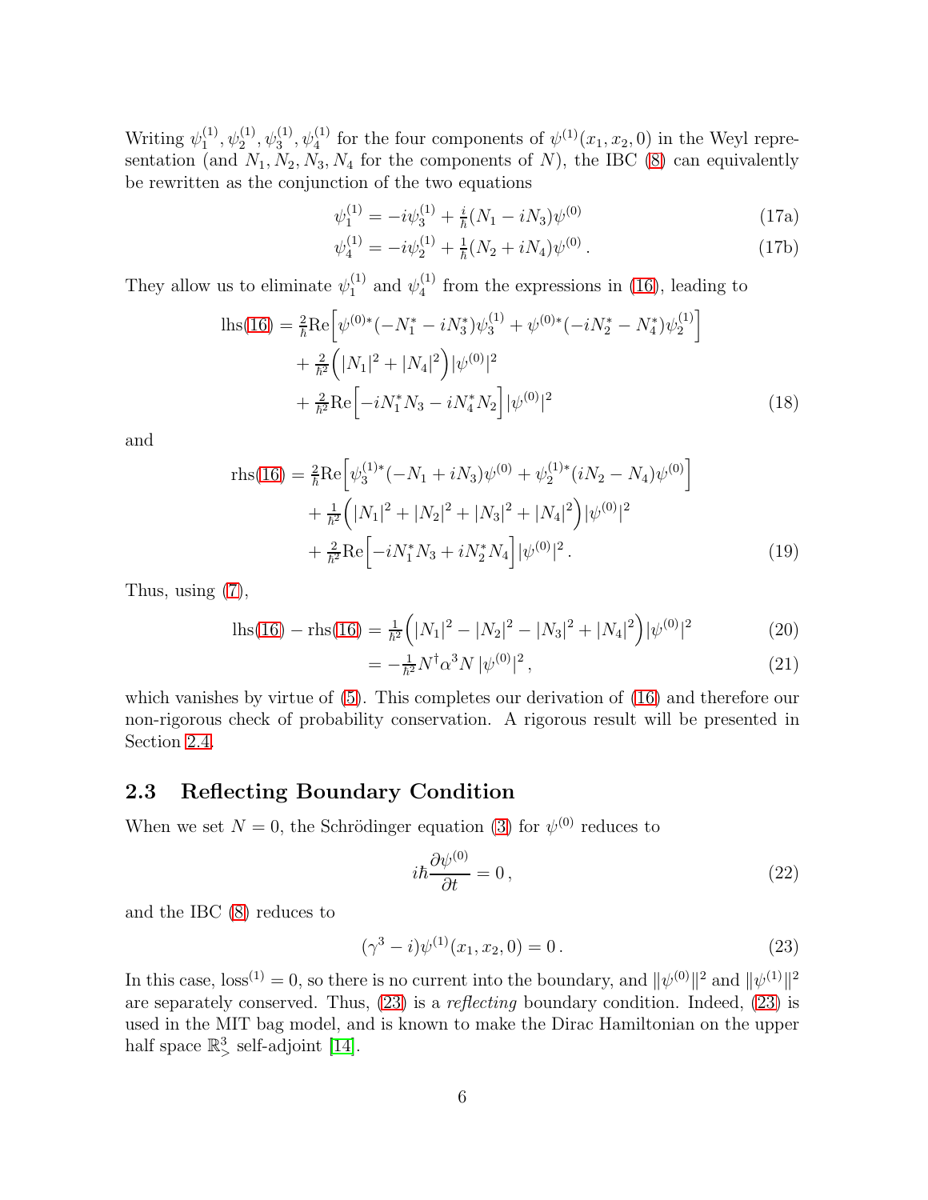Writing $\psi_1^{(1)}, \psi_2^{(1)}, \psi_3^{(1)}, \psi_4^{(1)}$ for the four components of $\psi^{(1)}(x_1, x_2, 0)$ in the Weyl representation (and $N_1, N_2, N_3, N_4$ for the components of $N$), the IBC (8) can equivalently be rewritten as the conjunction of the two equations

$$\psi_1^{(1)} = -i\psi_3^{(1)} + \tfrac{i}{\hbar}(N_1 - iN_3)\psi^{(0)} \tag{17a}$$

$$\psi_4^{(1)} = -i\psi_2^{(1)} + \tfrac{1}{\hbar}(N_2 + iN_4)\psi^{(0)}\,. \tag{17b}$$

They allow us to eliminate $\psi_1^{(1)}$ and $\psi_4^{(1)}$ from the expressions in (16), leading to

$$\begin{aligned}
\text{lhs(16)} &= \tfrac{2}{\hbar}\text{Re}\Big[\psi^{(0)*}(-N_1^* - iN_3^*)\psi_3^{(1)} + \psi^{(0)*}(-iN_2^* - N_4^*)\psi_2^{(1)}\Big] \\
&\quad + \tfrac{2}{\hbar^2}\Big(|N_1|^2 + |N_4|^2\Big)|\psi^{(0)}|^2 \\
&\quad + \tfrac{2}{\hbar^2}\text{Re}\Big[-iN_1^*N_3 - iN_4^*N_2\Big]|\psi^{(0)}|^2
\end{aligned} \tag{18}$$

and

$$\begin{aligned}
\text{rhs(16)} &= \tfrac{2}{\hbar}\text{Re}\Big[\psi_3^{(1)*}(-N_1 + iN_3)\psi^{(0)} + \psi_2^{(1)*}(iN_2 - N_4)\psi^{(0)}\Big] \\
&\quad + \tfrac{1}{\hbar^2}\Big(|N_1|^2 + |N_2|^2 + |N_3|^2 + |N_4|^2\Big)|\psi^{(0)}|^2 \\
&\quad + \tfrac{2}{\hbar^2}\text{Re}\Big[-iN_1^*N_3 + iN_2^*N_4\Big]|\psi^{(0)}|^2\,.
\end{aligned} \tag{19}$$

Thus, using (7),

$$\text{lhs(16)} - \text{rhs(16)} = \tfrac{1}{\hbar^2}\Big(|N_1|^2 - |N_2|^2 - |N_3|^2 + |N_4|^2\Big)|\psi^{(0)}|^2 \tag{20}$$

$$= -\tfrac{1}{\hbar^2}N^\dagger \alpha^3 N\,|\psi^{(0)}|^2\,, \tag{21}$$

which vanishes by virtue of (5). This completes our derivation of (16) and therefore our non-rigorous check of probability conservation. A rigorous result will be presented in Section 2.4.

## 2.3 Reflecting Boundary Condition

When we set $N = 0$, the Schrödinger equation (3) for $\psi^{(0)}$ reduces to

$$i\hbar\frac{\partial \psi^{(0)}}{\partial t} = 0\,, \tag{22}$$

and the IBC (8) reduces to

$$(\gamma^3 - i)\psi^{(1)}(x_1, x_2, 0) = 0\,. \tag{23}$$

In this case, $\text{loss}^{(1)} = 0$, so there is no current into the boundary, and $\|\psi^{(0)}\|^2$ and $\|\psi^{(1)}\|^2$ are separately conserved. Thus, (23) is a *reflecting* boundary condition. Indeed, (23) is used in the MIT bag model, and is known to make the Dirac Hamiltonian on the upper half space $\mathbb{R}^3_>$ self-adjoint [14].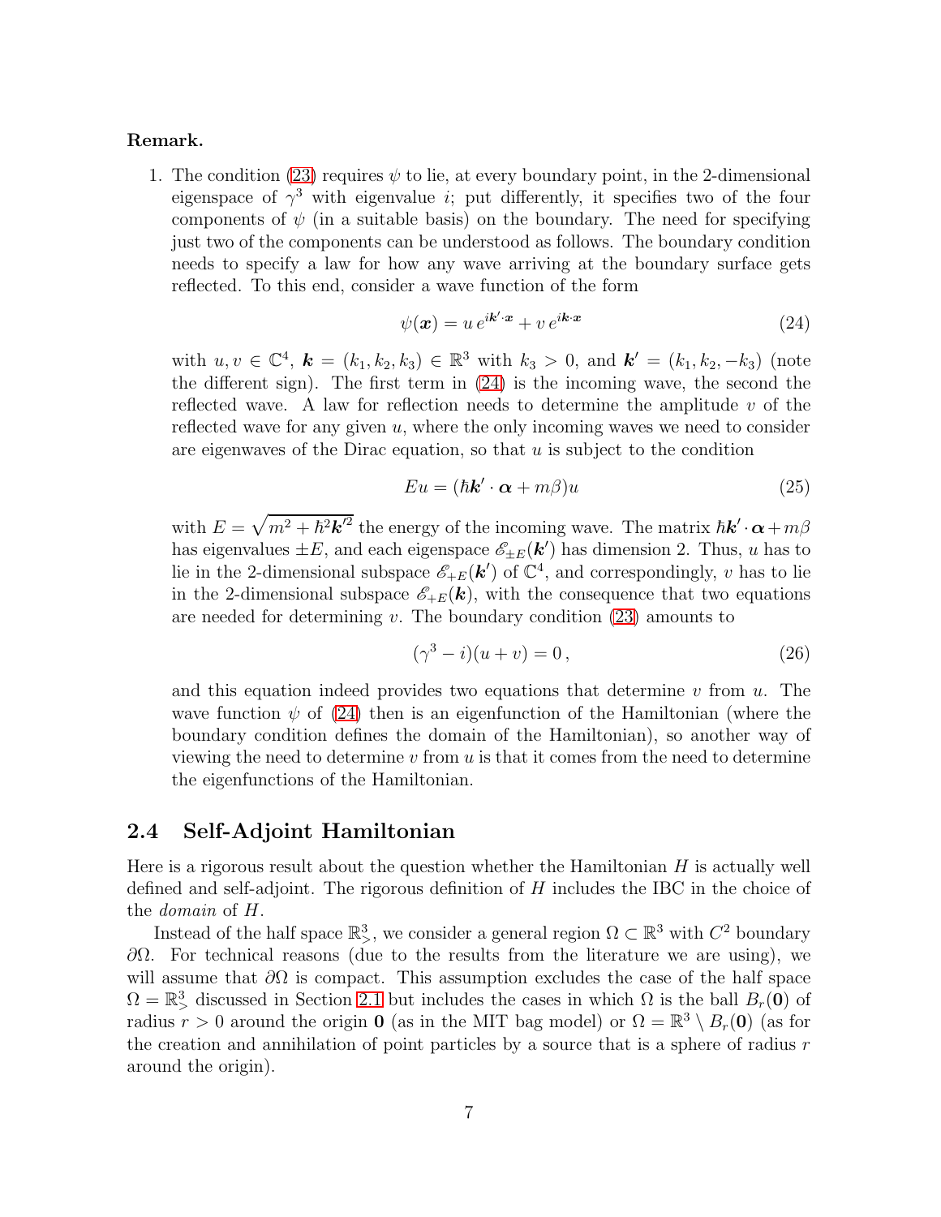**Remark.**

1. The condition (23) requires $\psi$ to lie, at every boundary point, in the 2-dimensional eigenspace of $\gamma^3$ with eigenvalue $i$; put differently, it specifies two of the four components of $\psi$ (in a suitable basis) on the boundary. The need for specifying just two of the components can be understood as follows. The boundary condition needs to specify a law for how any wave arriving at the boundary surface gets reflected. To this end, consider a wave function of the form

$$\psi(\boldsymbol{x}) = u\, e^{i\boldsymbol{k}'\cdot\boldsymbol{x}} + v\, e^{i\boldsymbol{k}\cdot\boldsymbol{x}} \tag{24}$$

with $u, v \in \mathbb{C}^4$, $\boldsymbol{k} = (k_1, k_2, k_3) \in \mathbb{R}^3$ with $k_3 > 0$, and $\boldsymbol{k}' = (k_1, k_2, -k_3)$ (note the different sign). The first term in (24) is the incoming wave, the second the reflected wave. A law for reflection needs to determine the amplitude $v$ of the reflected wave for any given $u$, where the only incoming waves we need to consider are eigenwaves of the Dirac equation, so that $u$ is subject to the condition

$$Eu = (\hbar\boldsymbol{k}'\cdot\boldsymbol{\alpha} + m\beta)u \tag{25}$$

with $E = \sqrt{m^2 + \hbar^2\boldsymbol{k}'^2}$ the energy of the incoming wave. The matrix $\hbar\boldsymbol{k}'\cdot\boldsymbol{\alpha} + m\beta$ has eigenvalues $\pm E$, and each eigenspace $\mathscr{E}_{\pm E}(\boldsymbol{k}')$ has dimension 2. Thus, $u$ has to lie in the 2-dimensional subspace $\mathscr{E}_{+E}(\boldsymbol{k}')$ of $\mathbb{C}^4$, and correspondingly, $v$ has to lie in the 2-dimensional subspace $\mathscr{E}_{+E}(\boldsymbol{k})$, with the consequence that two equations are needed for determining $v$. The boundary condition (23) amounts to

$$(\gamma^3 - i)(u + v) = 0\,, \tag{26}$$

and this equation indeed provides two equations that determine $v$ from $u$. The wave function $\psi$ of (24) then is an eigenfunction of the Hamiltonian (where the boundary condition defines the domain of the Hamiltonian), so another way of viewing the need to determine $v$ from $u$ is that it comes from the need to determine the eigenfunctions of the Hamiltonian.

## 2.4 Self-Adjoint Hamiltonian

Here is a rigorous result about the question whether the Hamiltonian $H$ is actually well defined and self-adjoint. The rigorous definition of $H$ includes the IBC in the choice of the *domain* of $H$.

Instead of the half space $\mathbb{R}^3_>$, we consider a general region $\Omega \subset \mathbb{R}^3$ with $C^2$ boundary $\partial\Omega$. For technical reasons (due to the results from the literature we are using), we will assume that $\partial\Omega$ is compact. This assumption excludes the case of the half space $\Omega = \mathbb{R}^3_>$ discussed in Section 2.1 but includes the cases in which $\Omega$ is the ball $B_r(\mathbf{0})$ of radius $r > 0$ around the origin $\mathbf{0}$ (as in the MIT bag model) or $\Omega = \mathbb{R}^3 \setminus B_r(\mathbf{0})$ (as for the creation and annihilation of point particles by a source that is a sphere of radius $r$ around the origin).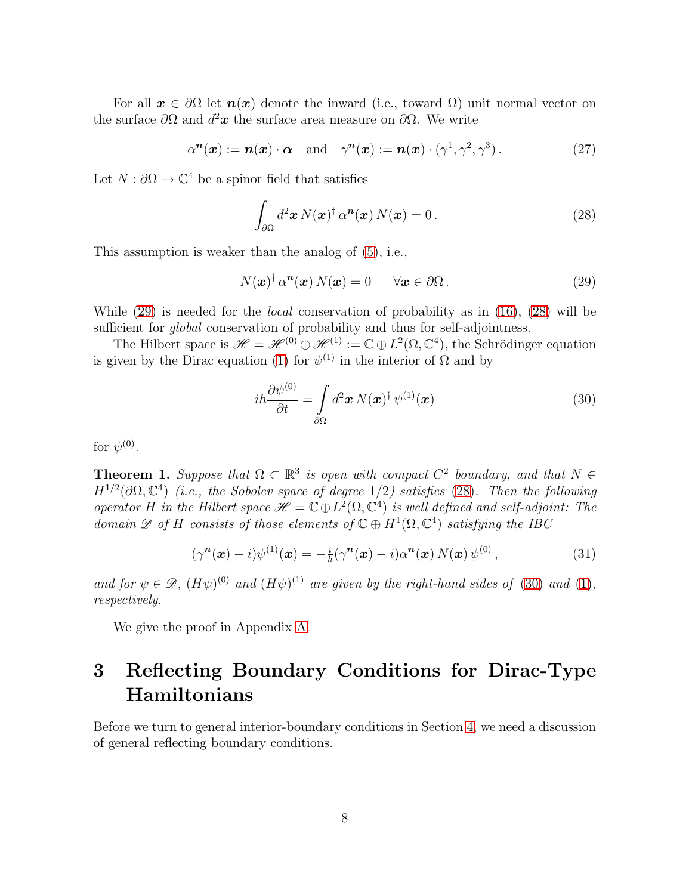For all $\boldsymbol{x} \in \partial\Omega$ let $\boldsymbol{n}(\boldsymbol{x})$ denote the inward (i.e., toward $\Omega$) unit normal vector on the surface $\partial\Omega$ and $d^2\boldsymbol{x}$ the surface area measure on $\partial\Omega$. We write

$$\alpha^{\boldsymbol{n}}(\boldsymbol{x}) := \boldsymbol{n}(\boldsymbol{x}) \cdot \boldsymbol{\alpha} \quad \text{and} \quad \gamma^{\boldsymbol{n}}(\boldsymbol{x}) := \boldsymbol{n}(\boldsymbol{x}) \cdot (\gamma^1, \gamma^2, \gamma^3)\,. \tag{27}$$

Let $N : \partial\Omega \to \mathbb{C}^4$ be a spinor field that satisfies

$$\int_{\partial\Omega} d^2\boldsymbol{x}\, N(\boldsymbol{x})^\dagger\, \alpha^{\boldsymbol{n}}(\boldsymbol{x})\, N(\boldsymbol{x}) = 0\,. \tag{28}$$

This assumption is weaker than the analog of (5), i.e.,

$$N(\boldsymbol{x})^\dagger\, \alpha^{\boldsymbol{n}}(\boldsymbol{x})\, N(\boldsymbol{x}) = 0 \qquad \forall \boldsymbol{x} \in \partial\Omega\,. \tag{29}$$

While (29) is needed for the *local* conservation of probability as in (16), (28) will be sufficient for *global* conservation of probability and thus for self-adjointness.

The Hilbert space is $\mathscr{H} = \mathscr{H}^{(0)} \oplus \mathscr{H}^{(1)} := \mathbb{C} \oplus L^2(\Omega, \mathbb{C}^4)$, the Schrödinger equation is given by the Dirac equation (1) for $\psi^{(1)}$ in the interior of $\Omega$ and by

$$i\hbar \frac{\partial \psi^{(0)}}{\partial t} = \int_{\partial\Omega} d^2\boldsymbol{x}\, N(\boldsymbol{x})^\dagger\, \psi^{(1)}(\boldsymbol{x}) \tag{30}$$

for $\psi^{(0)}$.

**Theorem 1.** *Suppose that $\Omega \subset \mathbb{R}^3$ is open with compact $C^2$ boundary, and that $N \in H^{1/2}(\partial\Omega, \mathbb{C}^4)$ (i.e., the Sobolev space of degree $1/2$) satisfies (28). Then the following operator $H$ in the Hilbert space $\mathscr{H} = \mathbb{C} \oplus L^2(\Omega, \mathbb{C}^4)$ is well defined and self-adjoint: The domain $\mathscr{D}$ of $H$ consists of those elements of $\mathbb{C} \oplus H^1(\Omega, \mathbb{C}^4)$ satisfying the IBC*

$$(\gamma^{\boldsymbol{n}}(\boldsymbol{x}) - i)\psi^{(1)}(\boldsymbol{x}) = -\tfrac{i}{\hbar}(\gamma^{\boldsymbol{n}}(\boldsymbol{x}) - i)\alpha^{\boldsymbol{n}}(\boldsymbol{x})\, N(\boldsymbol{x})\, \psi^{(0)}\,, \tag{31}$$

*and for $\psi \in \mathscr{D}$, $(H\psi)^{(0)}$ and $(H\psi)^{(1)}$ are given by the right-hand sides of (30) and (1), respectively.*

We give the proof in Appendix A.

# 3 Reflecting Boundary Conditions for Dirac-Type Hamiltonians

Before we turn to general interior-boundary conditions in Section 4, we need a discussion of general reflecting boundary conditions.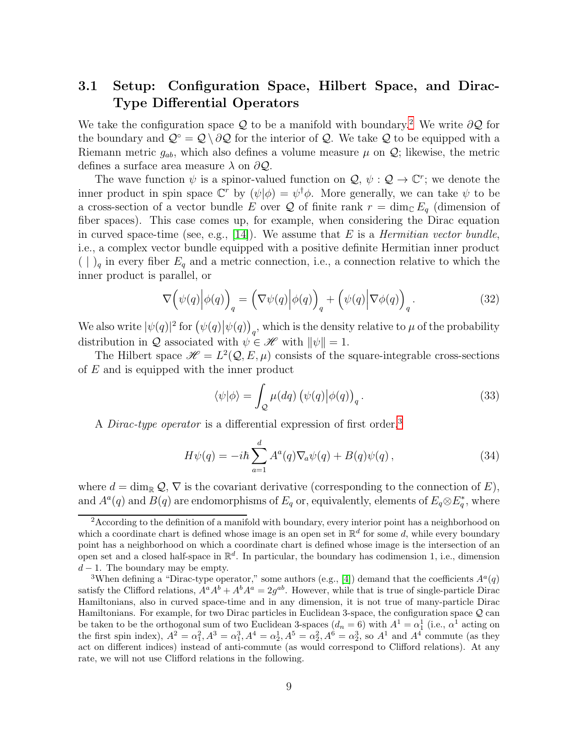## 3.1 Setup: Configuration Space, Hilbert Space, and Dirac-Type Differential Operators

We take the configuration space $\mathcal{Q}$ to be a manifold with boundary.[2] We write $\partial\mathcal{Q}$ for the boundary and $\mathcal{Q}^\circ = \mathcal{Q}\setminus\partial\mathcal{Q}$ for the interior of $\mathcal{Q}$. We take $\mathcal{Q}$ to be equipped with a Riemann metric $g_{ab}$, which also defines a volume measure $\mu$ on $\mathcal{Q}$; likewise, the metric defines a surface area measure $\lambda$ on $\partial\mathcal{Q}$.

The wave function $\psi$ is a spinor-valued function on $\mathcal{Q}$, $\psi : \mathcal{Q} \to \mathbb{C}^r$; we denote the inner product in spin space $\mathbb{C}^r$ by $(\psi|\phi) = \psi^\dagger\phi$. More generally, we can take $\psi$ to be a cross-section of a vector bundle $E$ over $\mathcal{Q}$ of finite rank $r = \dim_{\mathbb{C}} E_q$ (dimension of fiber spaces). This case comes up, for example, when considering the Dirac equation in curved space-time (see, e.g., [14]). We assume that $E$ is a *Hermitian vector bundle*, i.e., a complex vector bundle equipped with a positive definite Hermitian inner product $(\ |\ )_q$ in every fiber $E_q$ and a metric connection, i.e., a connection relative to which the inner product is parallel, or

$$\nabla\Big(\psi(q)\Big|\phi(q)\Big)_q = \Big(\nabla\psi(q)\Big|\phi(q)\Big)_q + \Big(\psi(q)\Big|\nabla\phi(q)\Big)_q. \tag{32}$$

We also write $|\psi(q)|^2$ for $\big(\psi(q)\big|\psi(q)\big)_q$, which is the density relative to $\mu$ of the probability distribution in $\mathcal{Q}$ associated with $\psi \in \mathscr{H}$ with $\|\psi\| = 1$.

The Hilbert space $\mathscr{H} = L^2(\mathcal{Q}, E, \mu)$ consists of the square-integrable cross-sections of $E$ and is equipped with the inner product

$$\langle\psi|\phi\rangle = \int_{\mathcal{Q}} \mu(dq)\,\big(\psi(q)\big|\phi(q)\big)_q. \tag{33}$$

A *Dirac-type operator* is a differential expression of first order,[3]

$$H\psi(q) = -i\hbar\sum_{a=1}^{d} A^a(q)\nabla_a\psi(q) + B(q)\psi(q)\,, \tag{34}$$

where $d = \dim_{\mathbb{R}}\mathcal{Q}$, $\nabla$ is the covariant derivative (corresponding to the connection of $E$), and $A^a(q)$ and $B(q)$ are endomorphisms of $E_q$ or, equivalently, elements of $E_q\otimes E_q^*$, where

---

[2] According to the definition of a manifold with boundary, every interior point has a neighborhood on which a coordinate chart is defined whose image is an open set in $\mathbb{R}^d$ for some $d$, while every boundary point has a neighborhood on which a coordinate chart is defined whose image is the intersection of an open set and a closed half-space in $\mathbb{R}^d$. In particular, the boundary has codimension 1, i.e., dimension $d-1$. The boundary may be empty.

[3] When defining a "Dirac-type operator," some authors (e.g., [4]) demand that the coefficients $A^a(q)$ satisfy the Clifford relations, $A^aA^b + A^bA^a = 2g^{ab}$. However, while that is true of single-particle Dirac Hamiltonians, also in curved space-time and in any dimension, it is not true of many-particle Dirac Hamiltonians. For example, for two Dirac particles in Euclidean 3-space, the configuration space $\mathcal{Q}$ can be taken to be the orthogonal sum of two Euclidean 3-spaces ($d_n = 6$) with $A^1 = \alpha_1^1$ (i.e., $\alpha^1$ acting on the first spin index), $A^2 = \alpha_1^2, A^3 = \alpha_1^3, A^4 = \alpha_2^1, A^5 = \alpha_2^2, A^6 = \alpha_2^3$, so $A^1$ and $A^4$ commute (as they act on different indices) instead of anti-commute (as would correspond to Clifford relations). At any rate, we will not use Clifford relations in the following.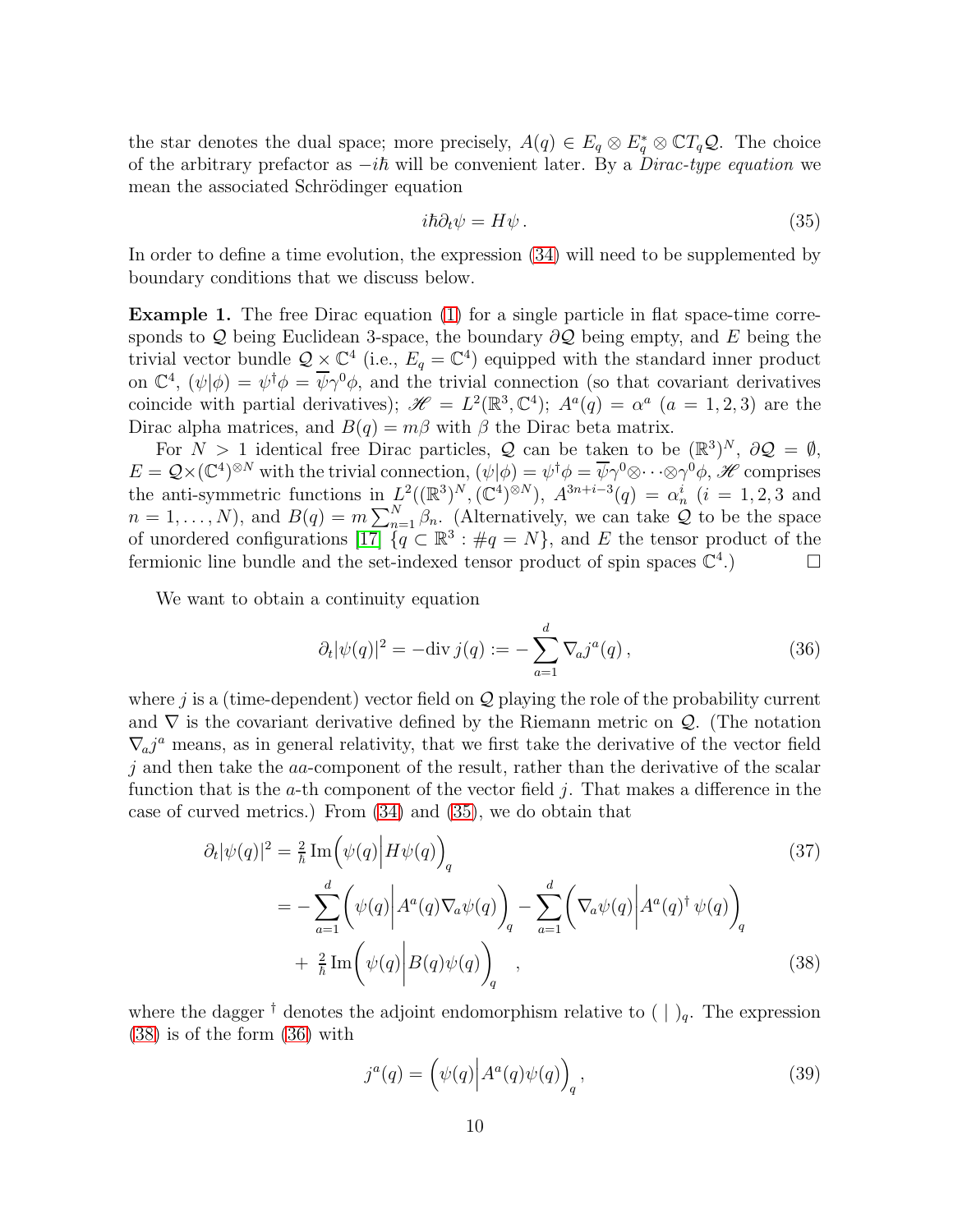the star denotes the dual space; more precisely, $A(q) \in E_q \otimes E_q^* \otimes \mathbb{C}T_q\mathcal{Q}$. The choice of the arbitrary prefactor as $-i\hbar$ will be convenient later. By a *Dirac-type equation* we mean the associated Schrödinger equation

$$i\hbar\partial_t\psi = H\psi\,. \tag{35}$$

In order to define a time evolution, the expression (34) will need to be supplemented by boundary conditions that we discuss below.

**Example 1.** The free Dirac equation (1) for a single particle in flat space-time corresponds to $\mathcal{Q}$ being Euclidean 3-space, the boundary $\partial\mathcal{Q}$ being empty, and $E$ being the trivial vector bundle $\mathcal{Q}\times\mathbb{C}^4$ (i.e., $E_q = \mathbb{C}^4$) equipped with the standard inner product on $\mathbb{C}^4$, $(\psi|\phi) = \psi^\dagger\phi = \overline{\psi}\gamma^0\phi$, and the trivial connection (so that covariant derivatives coincide with partial derivatives); $\mathscr{H} = L^2(\mathbb{R}^3,\mathbb{C}^4)$; $A^a(q) = \alpha^a$ $(a = 1,2,3)$ are the Dirac alpha matrices, and $B(q) = m\beta$ with $\beta$ the Dirac beta matrix.

For $N > 1$ identical free Dirac particles, $\mathcal{Q}$ can be taken to be $(\mathbb{R}^3)^N$, $\partial\mathcal{Q} = \emptyset$, $E = \mathcal{Q}\times(\mathbb{C}^4)^{\otimes N}$ with the trivial connection, $(\psi|\phi) = \psi^\dagger\phi = \overline{\psi}\gamma^0\otimes\cdots\otimes\gamma^0\phi$, $\mathscr{H}$ comprises the anti-symmetric functions in $L^2((\mathbb{R}^3)^N,(\mathbb{C}^4)^{\otimes N})$, $A^{3n+i-3}(q) = \alpha^i_n$ $(i = 1,2,3$ and $n = 1,\ldots,N)$, and $B(q) = m\sum_{n=1}^N \beta_n$. (Alternatively, we can take $\mathcal{Q}$ to be the space of unordered configurations [17] $\{q\subset\mathbb{R}^3 : \#q = N\}$, and $E$ the tensor product of the fermionic line bundle and the set-indexed tensor product of spin spaces $\mathbb{C}^4$.) $\square$

We want to obtain a continuity equation

$$\partial_t|\psi(q)|^2 = -\mathrm{div}\, j(q) := -\sum_{a=1}^d \nabla_a j^a(q)\,, \tag{36}$$

where $j$ is a (time-dependent) vector field on $\mathcal{Q}$ playing the role of the probability current and $\nabla$ is the covariant derivative defined by the Riemann metric on $\mathcal{Q}$. (The notation $\nabla_a j^a$ means, as in general relativity, that we first take the derivative of the vector field $j$ and then take the $aa$-component of the result, rather than the derivative of the scalar function that is the $a$-th component of the vector field $j$. That makes a difference in the case of curved metrics.) From (34) and (35), we do obtain that

$$\begin{aligned}
\partial_t|\psi(q)|^2 &= \tfrac{2}{\hbar}\,\mathrm{Im}\Big(\psi(q)\Big|H\psi(q)\Big)_q \qquad (37)\\
&= -\sum_{a=1}^d\Big(\psi(q)\Big|A^a(q)\nabla_a\psi(q)\Big)_q - \sum_{a=1}^d\Big(\nabla_a\psi(q)\Big|A^a(q)^\dagger\,\psi(q)\Big)_q\\
&\quad +\ \tfrac{2}{\hbar}\,\mathrm{Im}\Big(\psi(q)\Big|B(q)\psi(q)\Big)_q\quad, \qquad (38)
\end{aligned}$$

where the dagger $^\dagger$ denotes the adjoint endomorphism relative to $(\ |\ )_q$. The expression (38) is of the form (36) with

$$j^a(q) = \Big(\psi(q)\Big|A^a(q)\psi(q)\Big)_q\,, \tag{39}$$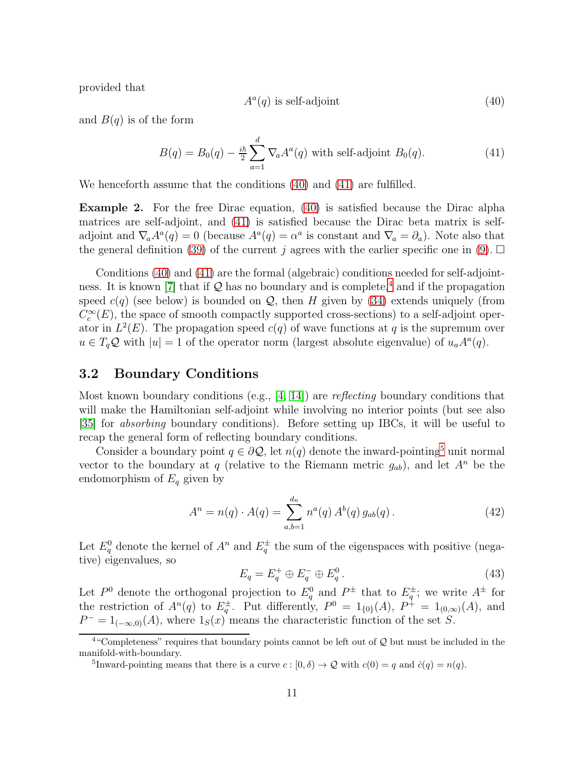provided that

$$A^a(q) \text{ is self-adjoint} \tag{40}$$

and $B(q)$ is of the form

$$B(q) = B_0(q) - \tfrac{i\hbar}{2} \sum_{a=1}^{d} \nabla_a A^a(q) \text{ with self-adjoint } B_0(q). \tag{41}$$

We henceforth assume that the conditions (40) and (41) are fulfilled.

**Example 2.** For the free Dirac equation, (40) is satisfied because the Dirac alpha matrices are self-adjoint, and (41) is satisfied because the Dirac beta matrix is self-adjoint and $\nabla_a A^a(q) = 0$ (because $A^a(q) = \alpha^a$ is constant and $\nabla_a = \partial_a$). Note also that the general definition (39) of the current $j$ agrees with the earlier specific one in (9). □

Conditions (40) and (41) are the formal (algebraic) conditions needed for self-adjointness. It is known [7] that if $\mathcal{Q}$ has no boundary and is complete,[4] and if the propagation speed $c(q)$ (see below) is bounded on $\mathcal{Q}$, then $H$ given by (34) extends uniquely (from $C_c^\infty(E)$, the space of smooth compactly supported cross-sections) to a self-adjoint operator in $L^2(E)$. The propagation speed $c(q)$ of wave functions at $q$ is the supremum over $u \in T_q\mathcal{Q}$ with $|u| = 1$ of the operator norm (largest absolute eigenvalue) of $u_a A^a(q)$.

## 3.2 Boundary Conditions

Most known boundary conditions (e.g., [4, 14]) are *reflecting* boundary conditions that will make the Hamiltonian self-adjoint while involving no interior points (but see also [35] for *absorbing* boundary conditions). Before setting up IBCs, it will be useful to recap the general form of reflecting boundary conditions.

Consider a boundary point $q \in \partial\mathcal{Q}$, let $n(q)$ denote the inward-pointing[5] unit normal vector to the boundary at $q$ (relative to the Riemann metric $g_{ab}$), and let $A^n$ be the endomorphism of $E_q$ given by

$$A^n = n(q) \cdot A(q) = \sum_{a,b=1}^{d_n} n^a(q)\, A^b(q)\, g_{ab}(q)\,. \tag{42}$$

Let $E_q^0$ denote the kernel of $A^n$ and $E_q^\pm$ the sum of the eigenspaces with positive (negative) eigenvalues, so

$$E_q = E_q^+ \oplus E_q^- \oplus E_q^0\,. \tag{43}$$

Let $P^0$ denote the orthogonal projection to $E_q^0$ and $P^\pm$ that to $E_q^\pm$; we write $A^\pm$ for the restriction of $A^n(q)$ to $E_q^\pm$. Put differently, $P^0 = 1_{\{0\}}(A)$, $P^+ = 1_{(0,\infty)}(A)$, and $P^- = 1_{(-\infty,0)}(A)$, where $1_S(x)$ means the characteristic function of the set $S$.

---

[4] "Completeness" requires that boundary points cannot be left out of $\mathcal{Q}$ but must be included in the manifold-with-boundary.

[5] Inward-pointing means that there is a curve $c : [0, \delta) \to \mathcal{Q}$ with $c(0) = q$ and $\dot{c}(q) = n(q)$.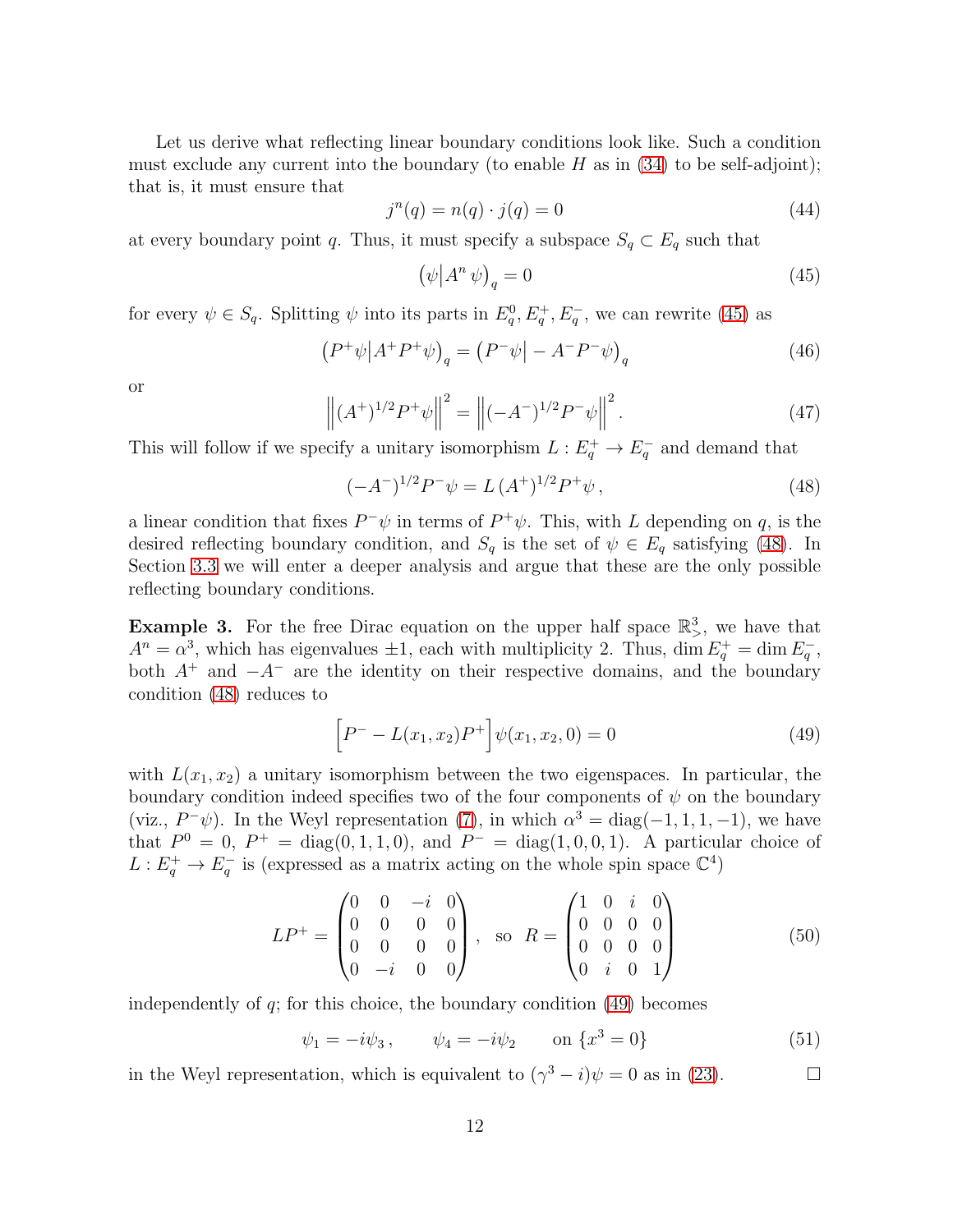Let us derive what reflecting linear boundary conditions look like. Such a condition must exclude any current into the boundary (to enable $H$ as in (34) to be self-adjoint); that is, it must ensure that

$$j^n(q) = n(q) \cdot j(q) = 0 \tag{44}$$

at every boundary point $q$. Thus, it must specify a subspace $S_q \subset E_q$ such that

$$\big(\psi \big| A^n \, \psi\big)_q = 0 \tag{45}$$

for every $\psi \in S_q$. Splitting $\psi$ into its parts in $E^0_q, E^+_q, E^-_q$, we can rewrite (45) as

$$\big(P^+\psi \big| A^+ P^+\psi\big)_q = \big(P^-\psi \big| - A^- P^-\psi\big)_q \tag{46}$$

or

$$\Big\| (A^+)^{1/2} P^+ \psi \Big\|^2 = \Big\| (-A^-)^{1/2} P^- \psi \Big\|^2 . \tag{47}$$

This will follow if we specify a unitary isomorphism $L : E^+_q \to E^-_q$ and demand that

$$(-A^-)^{1/2} P^- \psi = L \, (A^+)^{1/2} P^+ \psi \, , \tag{48}$$

a linear condition that fixes $P^-\psi$ in terms of $P^+\psi$. This, with $L$ depending on $q$, is the desired reflecting boundary condition, and $S_q$ is the set of $\psi \in E_q$ satisfying (48). In Section 3.3 we will enter a deeper analysis and argue that these are the only possible reflecting boundary conditions.

**Example 3.** For the free Dirac equation on the upper half space $\mathbb{R}^3_>$, we have that $A^n = \alpha^3$, which has eigenvalues $\pm 1$, each with multiplicity 2. Thus, $\dim E^+_q = \dim E^-_q$, both $A^+$ and $-A^-$ are the identity on their respective domains, and the boundary condition (48) reduces to

$$\Big[ P^- - L(x_1, x_2) P^+ \Big] \psi(x_1, x_2, 0) = 0 \tag{49}$$

with $L(x_1, x_2)$ a unitary isomorphism between the two eigenspaces. In particular, the boundary condition indeed specifies two of the four components of $\psi$ on the boundary (viz., $P^-\psi$). In the Weyl representation (7), in which $\alpha^3 = \mathrm{diag}(-1, 1, 1, -1)$, we have that $P^0 = 0$, $P^+ = \mathrm{diag}(0, 1, 1, 0)$, and $P^- = \mathrm{diag}(1, 0, 0, 1)$. A particular choice of $L : E^+_q \to E^-_q$ is (expressed as a matrix acting on the whole spin space $\mathbb{C}^4$)

$$LP^+ = \begin{pmatrix} 0 & 0 & -i & 0 \\ 0 & 0 & 0 & 0 \\ 0 & 0 & 0 & 0 \\ 0 & -i & 0 & 0 \end{pmatrix}, \quad \text{so} \quad R = \begin{pmatrix} 1 & 0 & i & 0 \\ 0 & 0 & 0 & 0 \\ 0 & 0 & 0 & 0 \\ 0 & i & 0 & 1 \end{pmatrix} \tag{50}$$

independently of $q$; for this choice, the boundary condition (49) becomes

$$\psi_1 = -i\psi_3 \, , \qquad \psi_4 = -i\psi_2 \qquad \text{on } \{x^3 = 0\} \tag{51}$$

in the Weyl representation, which is equivalent to $(\gamma^3 - i)\psi = 0$ as in (23). □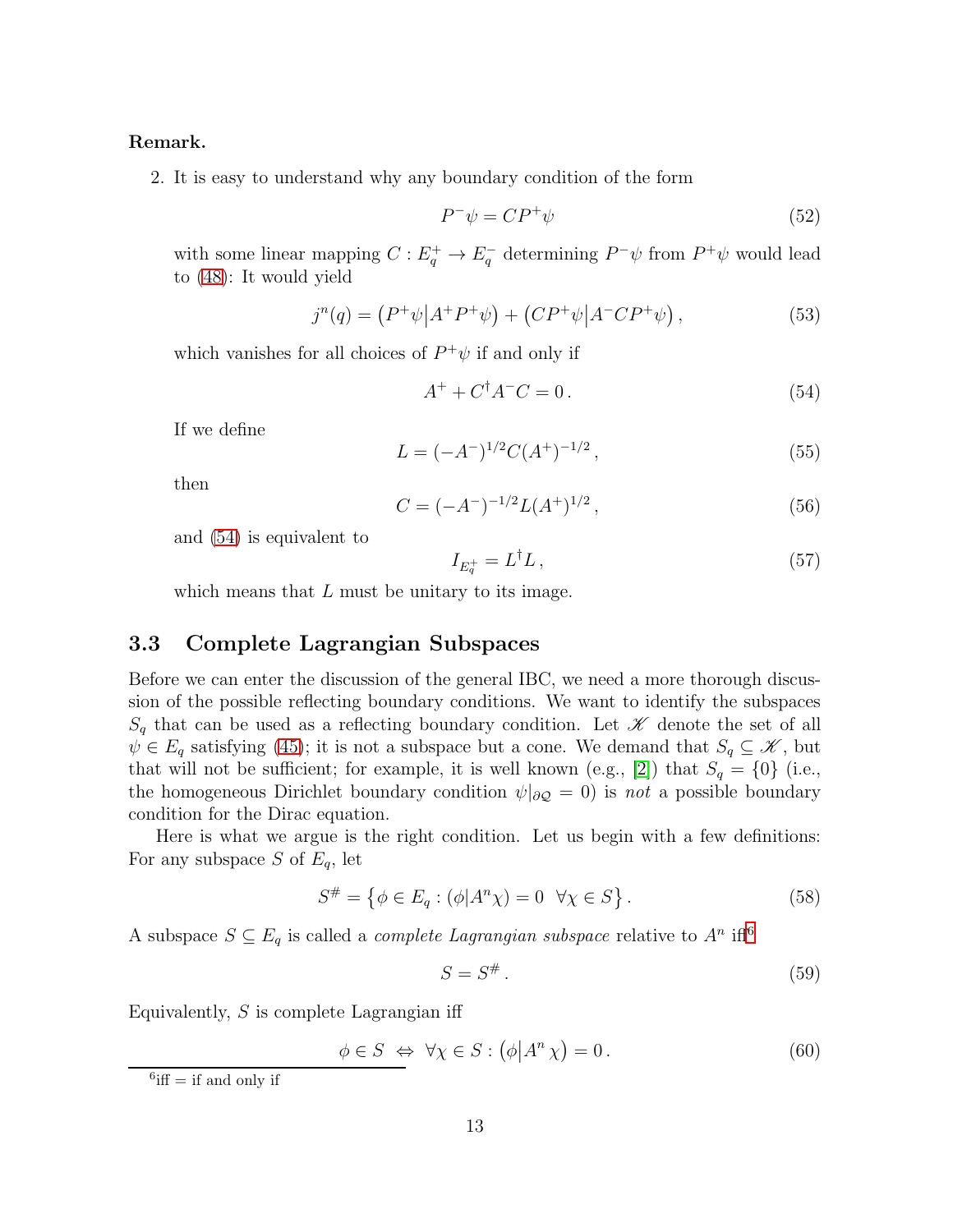**Remark.**

2. It is easy to understand why any boundary condition of the form

$$P^- \psi = C P^+ \psi \tag{52}$$

with some linear mapping $C : E_q^+ \to E_q^-$ determining $P^-\psi$ from $P^+\psi$ would lead to (48): It would yield

$$j^n(q) = \big(P^+\psi \big| A^+ P^+ \psi\big) + \big(CP^+\psi \big| A^- C P^+ \psi\big)\,, \tag{53}$$

which vanishes for all choices of $P^+\psi$ if and only if

$$A^+ + C^\dagger A^- C = 0\,. \tag{54}$$

If we define

$$L = (-A^-)^{1/2} C (A^+)^{-1/2}\,, \tag{55}$$

then

$$C = (-A^-)^{-1/2} L (A^+)^{1/2}\,, \tag{56}$$

and (54) is equivalent to

$$I_{E_q^+} = L^\dagger L\,, \tag{57}$$

which means that $L$ must be unitary to its image.

### 3.3 Complete Lagrangian Subspaces

Before we can enter the discussion of the general IBC, we need a more thorough discussion of the possible reflecting boundary conditions. We want to identify the subspaces $S_q$ that can be used as a reflecting boundary condition. Let $\mathscr{K}$ denote the set of all $\psi \in E_q$ satisfying (45); it is not a subspace but a cone. We demand that $S_q \subseteq \mathscr{K}$, but that will not be sufficient; for example, it is well known (e.g., [2]) that $S_q = \{0\}$ (i.e., the homogeneous Dirichlet boundary condition $\psi|_{\partial\mathcal{Q}} = 0$) is *not* a possible boundary condition for the Dirac equation.

Here is what we argue is the right condition. Let us begin with a few definitions: For any subspace $S$ of $E_q$, let

$$S^\# = \big\{\phi \in E_q : (\phi | A^n \chi) = 0 \ \ \forall \chi \in S\big\}\,. \tag{58}$$

A subspace $S \subseteq E_q$ is called a *complete Lagrangian subspace* relative to $A^n$ iff[6]

$$S = S^\#\,. \tag{59}$$

Equivalently, $S$ is complete Lagrangian iff

$$\phi \in S \ \Leftrightarrow \ \forall \chi \in S : \big(\phi \big| A^n\, \chi\big) = 0\,. \tag{60}$$

[6] iff = if and only if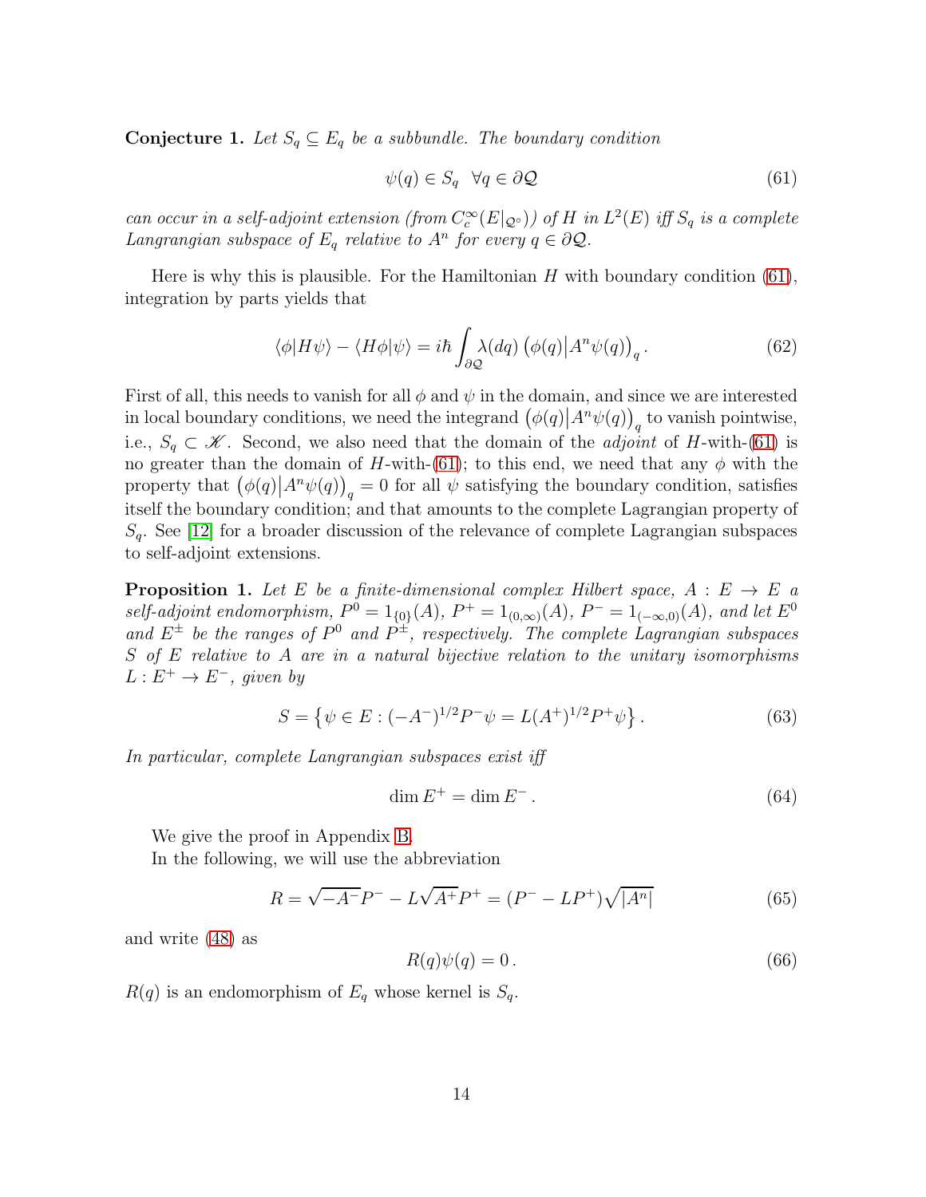**Conjecture 1.** *Let $S_q \subseteq E_q$ be a subbundle. The boundary condition*

$$\psi(q) \in S_q \quad \forall q \in \partial\mathcal{Q} \tag{61}$$

*can occur in a self-adjoint extension (from $C_c^\infty(E|_{\mathcal{Q}^\circ})$) of $H$ in $L^2(E)$ iff $S_q$ is a complete Langrangian subspace of $E_q$ relative to $A^n$ for every $q \in \partial\mathcal{Q}$.*

Here is why this is plausible. For the Hamiltonian $H$ with boundary condition (61), integration by parts yields that

$$\langle\phi|H\psi\rangle - \langle H\phi|\psi\rangle = i\hbar \int_{\partial\mathcal{Q}} \lambda(dq)\, \big(\phi(q)\big|A^n\psi(q)\big)_q . \tag{62}$$

First of all, this needs to vanish for all $\phi$ and $\psi$ in the domain, and since we are interested in local boundary conditions, we need the integrand $\big(\phi(q)\big|A^n\psi(q)\big)_q$ to vanish pointwise, i.e., $S_q \subset \mathscr{K}$. Second, we also need that the domain of the *adjoint* of $H$-with-(61) is no greater than the domain of $H$-with-(61); to this end, we need that any $\phi$ with the property that $\big(\phi(q)\big|A^n\psi(q)\big)_q = 0$ for all $\psi$ satisfying the boundary condition, satisfies itself the boundary condition; and that amounts to the complete Lagrangian property of $S_q$. See [12] for a broader discussion of the relevance of complete Lagrangian subspaces to self-adjoint extensions.

**Proposition 1.** *Let $E$ be a finite-dimensional complex Hilbert space, $A : E \to E$ a self-adjoint endomorphism, $P^0 = 1_{\{0\}}(A)$, $P^+ = 1_{(0,\infty)}(A)$, $P^- = 1_{(-\infty,0)}(A)$, and let $E^0$ and $E^\pm$ be the ranges of $P^0$ and $P^\pm$, respectively. The complete Lagrangian subspaces $S$ of $E$ relative to $A$ are in a natural bijective relation to the unitary isomorphisms $L : E^+ \to E^-$, given by*

$$S = \left\{\psi \in E : (-A^-)^{1/2}P^-\psi = L(A^+)^{1/2}P^+\psi\right\}. \tag{63}$$

*In particular, complete Langrangian subspaces exist iff*

$$\dim E^+ = \dim E^- . \tag{64}$$

We give the proof in Appendix B.

In the following, we will use the abbreviation

$$R = \sqrt{-A^-}P^- - L\sqrt{A^+}P^+ = (P^- - LP^+)\sqrt{|A^n|} \tag{65}$$

and write (48) as

$$R(q)\psi(q) = 0 . \tag{66}$$

$R(q)$ is an endomorphism of $E_q$ whose kernel is $S_q$.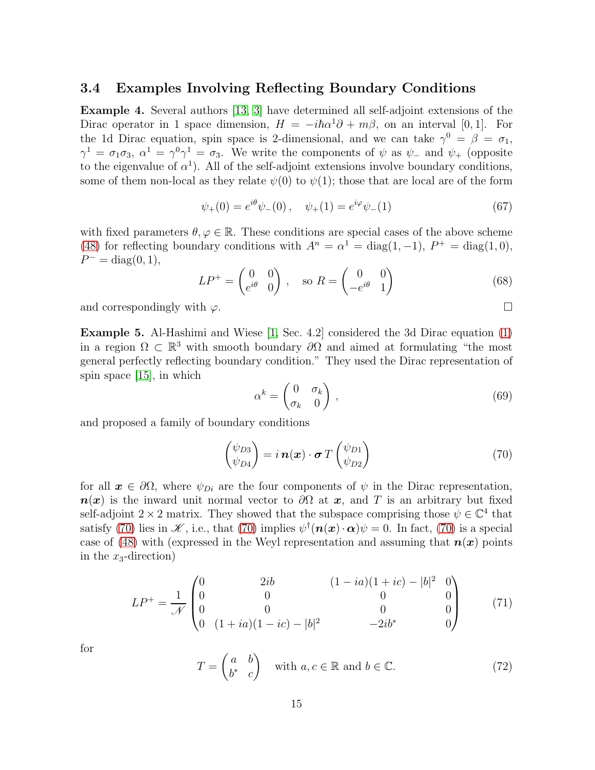### 3.4 Examples Involving Reflecting Boundary Conditions

**Example 4.** Several authors [13, 3] have determined all self-adjoint extensions of the Dirac operator in 1 space dimension, $H = -i\hbar\alpha^1\partial + m\beta$, on an interval $[0,1]$. For the 1d Dirac equation, spin space is 2-dimensional, and we can take $\gamma^0 = \beta = \sigma_1$, $\gamma^1 = \sigma_1\sigma_3$, $\alpha^1 = \gamma^0\gamma^1 = \sigma_3$. We write the components of $\psi$ as $\psi_-$ and $\psi_+$ (opposite to the eigenvalue of $\alpha^1$). All of the self-adjoint extensions involve boundary conditions, some of them non-local as they relate $\psi(0)$ to $\psi(1)$; those that are local are of the form

$$\psi_+(0) = e^{i\theta}\psi_-(0)\,, \quad \psi_+(1) = e^{i\varphi}\psi_-(1) \tag{67}$$

with fixed parameters $\theta, \varphi \in \mathbb{R}$. These conditions are special cases of the above scheme (48) for reflecting boundary conditions with $A^n = \alpha^1 = \mathrm{diag}(1,-1)$, $P^+ = \mathrm{diag}(1,0)$, $P^- = \mathrm{diag}(0,1)$,

$$LP^+ = \begin{pmatrix} 0 & 0 \\ e^{i\theta} & 0 \end{pmatrix}\,, \quad \text{so } R = \begin{pmatrix} 0 & 0 \\ -e^{i\theta} & 1 \end{pmatrix} \tag{68}$$

and correspondingly with $\varphi$. □

**Example 5.** Al-Hashimi and Wiese [1, Sec. 4.2] considered the 3d Dirac equation (1) in a region $\Omega \subset \mathbb{R}^3$ with smooth boundary $\partial\Omega$ and aimed at formulating "the most general perfectly reflecting boundary condition." They used the Dirac representation of spin space [15], in which

$$\alpha^k = \begin{pmatrix} 0 & \sigma_k \\ \sigma_k & 0 \end{pmatrix}\,, \tag{69}$$

and proposed a family of boundary conditions

$$\begin{pmatrix} \psi_{D3} \\ \psi_{D4} \end{pmatrix} = i\,\boldsymbol{n}(\boldsymbol{x})\cdot\boldsymbol{\sigma}\,T\begin{pmatrix} \psi_{D1} \\ \psi_{D2} \end{pmatrix} \tag{70}$$

for all $\boldsymbol{x} \in \partial\Omega$, where $\psi_{Di}$ are the four components of $\psi$ in the Dirac representation, $\boldsymbol{n}(\boldsymbol{x})$ is the inward unit normal vector to $\partial\Omega$ at $\boldsymbol{x}$, and $T$ is an arbitrary but fixed self-adjoint $2\times 2$ matrix. They showed that the subspace comprising those $\psi \in \mathbb{C}^4$ that satisfy (70) lies in $\mathscr{K}$, i.e., that (70) implies $\psi^\dagger(\boldsymbol{n}(\boldsymbol{x})\cdot\boldsymbol{\alpha})\psi = 0$. In fact, (70) is a special case of (48) with (expressed in the Weyl representation and assuming that $\boldsymbol{n}(\boldsymbol{x})$ points in the $x_3$-direction)

$$LP^+ = \frac{1}{\mathscr{N}}\begin{pmatrix} 0 & 2ib & (1-ia)(1+ic)-|b|^2 & 0 \\ 0 & 0 & 0 & 0 \\ 0 & 0 & 0 & 0 \\ 0 & (1+ia)(1-ic)-|b|^2 & -2ib^* & 0 \end{pmatrix} \tag{71}$$

for

$$T = \begin{pmatrix} a & b \\ b^* & c \end{pmatrix} \quad \text{with } a, c \in \mathbb{R} \text{ and } b \in \mathbb{C}. \tag{72}$$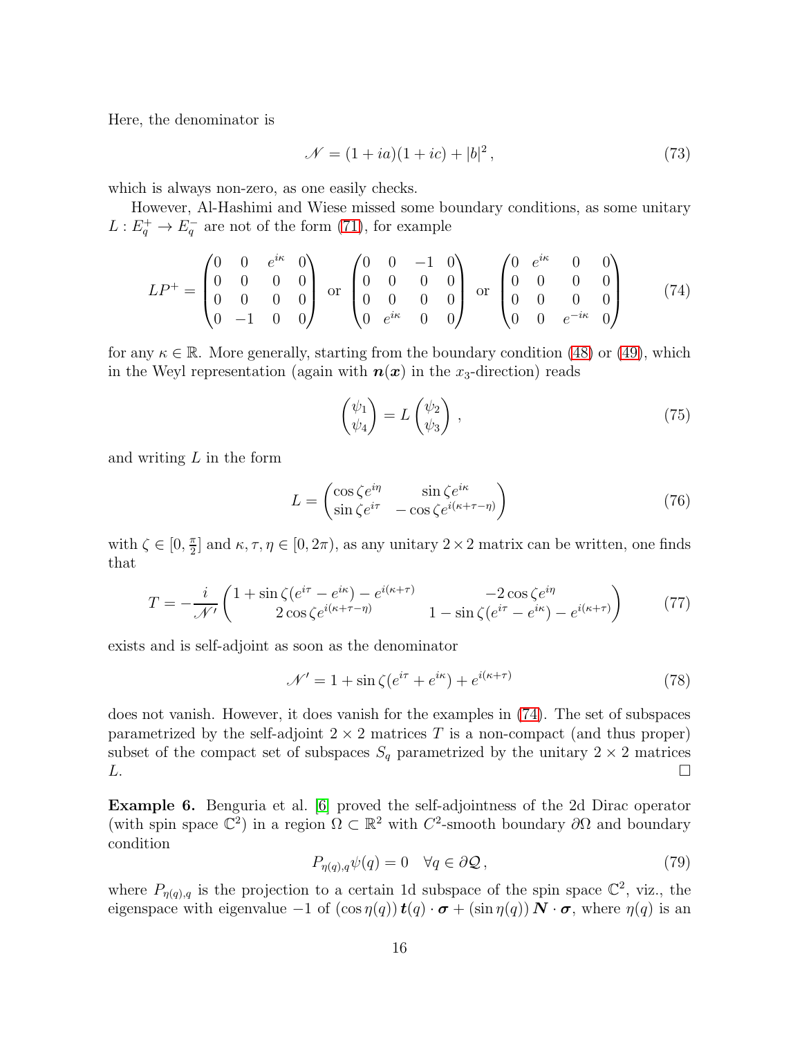Here, the denominator is

$$\mathscr{N} = (1+ia)(1+ic) + |b|^2\,, \tag{73}$$

which is always non-zero, as one easily checks.

However, Al-Hashimi and Wiese missed some boundary conditions, as some unitary $L : E_q^+ \to E_q^-$ are not of the form (71), for example

$$LP^+ = \begin{pmatrix} 0 & 0 & e^{i\kappa} & 0 \\ 0 & 0 & 0 & 0 \\ 0 & 0 & 0 & 0 \\ 0 & -1 & 0 & 0 \end{pmatrix} \text{ or } \begin{pmatrix} 0 & 0 & -1 & 0 \\ 0 & 0 & 0 & 0 \\ 0 & 0 & 0 & 0 \\ 0 & e^{i\kappa} & 0 & 0 \end{pmatrix} \text{ or } \begin{pmatrix} 0 & e^{i\kappa} & 0 & 0 \\ 0 & 0 & 0 & 0 \\ 0 & 0 & 0 & 0 \\ 0 & 0 & e^{-i\kappa} & 0 \end{pmatrix} \tag{74}$$

for any $\kappa \in \mathbb{R}$. More generally, starting from the boundary condition (48) or (49), which in the Weyl representation (again with $\boldsymbol{n}(\boldsymbol{x})$ in the $x_3$-direction) reads

$$\begin{pmatrix} \psi_1 \\ \psi_4 \end{pmatrix} = L \begin{pmatrix} \psi_2 \\ \psi_3 \end{pmatrix}\,, \tag{75}$$

and writing $L$ in the form

$$L = \begin{pmatrix} \cos\zeta e^{i\eta} & \sin\zeta e^{i\kappa} \\ \sin\zeta e^{i\tau} & -\cos\zeta e^{i(\kappa+\tau-\eta)} \end{pmatrix} \tag{76}$$

with $\zeta \in [0, \frac{\pi}{2}]$ and $\kappa, \tau, \eta \in [0, 2\pi)$, as any unitary $2\times 2$ matrix can be written, one finds that

$$T = -\frac{i}{\mathscr{N}'} \begin{pmatrix} 1 + \sin\zeta(e^{i\tau} - e^{i\kappa}) - e^{i(\kappa+\tau)} & -2\cos\zeta e^{i\eta} \\ 2\cos\zeta e^{i(\kappa+\tau-\eta)} & 1 - \sin\zeta(e^{i\tau} - e^{i\kappa}) - e^{i(\kappa+\tau)} \end{pmatrix} \tag{77}$$

exists and is self-adjoint as soon as the denominator

$$\mathscr{N}' = 1 + \sin\zeta(e^{i\tau} + e^{i\kappa}) + e^{i(\kappa+\tau)} \tag{78}$$

does not vanish. However, it does vanish for the examples in (74). The set of subspaces parametrized by the self-adjoint $2\times 2$ matrices $T$ is a non-compact (and thus proper) subset of the compact set of subspaces $S_q$ parametrized by the unitary $2\times 2$ matrices $L$. □

**Example 6.** Benguria et al. [6] proved the self-adjointness of the 2d Dirac operator (with spin space $\mathbb{C}^2$) in a region $\Omega \subset \mathbb{R}^2$ with $C^2$-smooth boundary $\partial\Omega$ and boundary condition

$$P_{\eta(q),q}\psi(q) = 0 \quad \forall q \in \partial\mathcal{Q}\,, \tag{79}$$

where $P_{\eta(q),q}$ is the projection to a certain 1d subspace of the spin space $\mathbb{C}^2$, viz., the eigenspace with eigenvalue $-1$ of $(\cos\eta(q))\,\boldsymbol{t}(q)\cdot\boldsymbol{\sigma} + (\sin\eta(q))\,\boldsymbol{N}\cdot\boldsymbol{\sigma}$, where $\eta(q)$ is an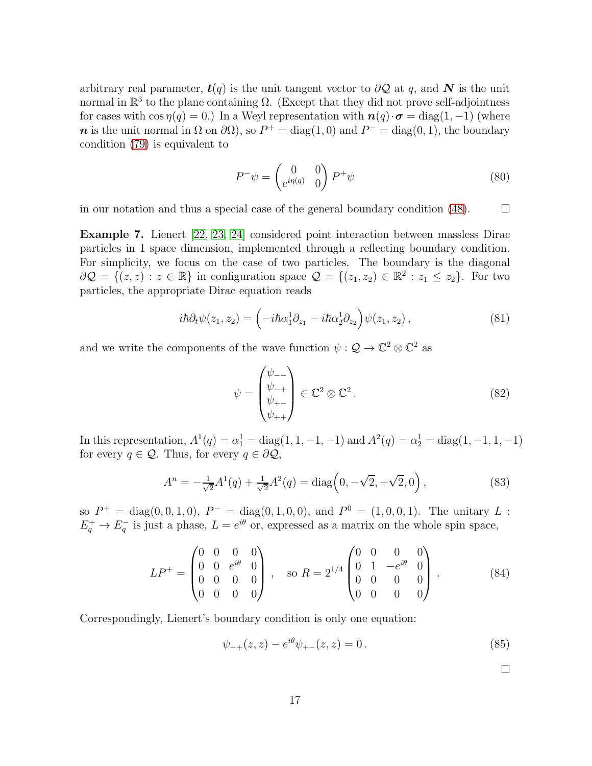arbitrary real parameter, $\boldsymbol{t}(q)$ is the unit tangent vector to $\partial\mathcal{Q}$ at $q$, and $\boldsymbol{N}$ is the unit normal in $\mathbb{R}^3$ to the plane containing $\Omega$. (Except that they did not prove self-adjointness for cases with $\cos\eta(q) = 0$.) In a Weyl representation with $\boldsymbol{n}(q)\cdot\boldsymbol{\sigma} = \mathrm{diag}(1,-1)$ (where $\boldsymbol{n}$ is the unit normal in $\Omega$ on $\partial\Omega$), so $P^+ = \mathrm{diag}(1,0)$ and $P^- = \mathrm{diag}(0,1)$, the boundary condition (79) is equivalent to

$$P^-\psi = \begin{pmatrix} 0 & 0 \\ e^{i\eta(q)} & 0 \end{pmatrix} P^+\psi \tag{80}$$

in our notation and thus a special case of the general boundary condition (48). $\square$

**Example 7.** Lienert [22, 23, 24] considered point interaction between massless Dirac particles in 1 space dimension, implemented through a reflecting boundary condition. For simplicity, we focus on the case of two particles. The boundary is the diagonal $\partial\mathcal{Q} = \{(z,z) : z \in \mathbb{R}\}$ in configuration space $\mathcal{Q} = \{(z_1,z_2) \in \mathbb{R}^2 : z_1 \leq z_2\}$. For two particles, the appropriate Dirac equation reads

$$i\hbar\partial_t\psi(z_1,z_2) = \Big(-i\hbar\alpha_1^1\partial_{z_1} - i\hbar\alpha_2^1\partial_{z_2}\Big)\psi(z_1,z_2)\,, \tag{81}$$

and we write the components of the wave function $\psi : \mathcal{Q} \to \mathbb{C}^2 \otimes \mathbb{C}^2$ as

$$\psi = \begin{pmatrix} \psi_{--} \\ \psi_{-+} \\ \psi_{+-} \\ \psi_{++} \end{pmatrix} \in \mathbb{C}^2 \otimes \mathbb{C}^2\,. \tag{82}$$

In this representation, $A^1(q) = \alpha_1^1 = \mathrm{diag}(1,1,-1,-1)$ and $A^2(q) = \alpha_2^1 = \mathrm{diag}(1,-1,1,-1)$ for every $q \in \mathcal{Q}$. Thus, for every $q \in \partial\mathcal{Q}$,

$$A^n = -\tfrac{1}{\sqrt{2}}A^1(q) + \tfrac{1}{\sqrt{2}}A^2(q) = \mathrm{diag}\Big(0, -\sqrt{2}, +\sqrt{2}, 0\Big)\,, \tag{83}$$

so $P^+ = \mathrm{diag}(0,0,1,0)$, $P^- = \mathrm{diag}(0,1,0,0)$, and $P^0 = (1,0,0,1)$. The unitary $L : E_q^+ \to E_q^-$ is just a phase, $L = e^{i\theta}$ or, expressed as a matrix on the whole spin space,

$$LP^+ = \begin{pmatrix} 0 & 0 & 0 & 0 \\ 0 & 0 & e^{i\theta} & 0 \\ 0 & 0 & 0 & 0 \\ 0 & 0 & 0 & 0 \end{pmatrix}\,, \quad \text{so } R = 2^{1/4}\begin{pmatrix} 0 & 0 & 0 & 0 \\ 0 & 1 & -e^{i\theta} & 0 \\ 0 & 0 & 0 & 0 \\ 0 & 0 & 0 & 0 \end{pmatrix}\,. \tag{84}$$

Correspondingly, Lienert's boundary condition is only one equation:

$$\psi_{-+}(z,z) - e^{i\theta}\psi_{+-}(z,z) = 0\,. \tag{85}$$

$\square$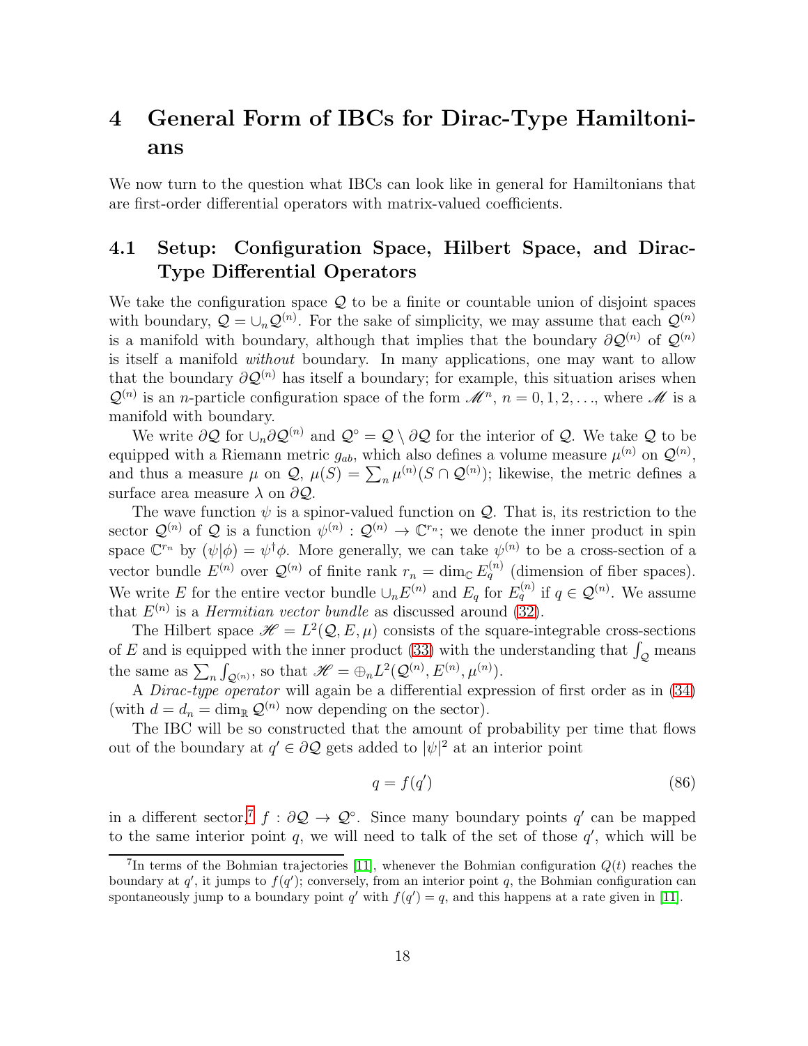## 4 General Form of IBCs for Dirac-Type Hamiltonians

We now turn to the question what IBCs can look like in general for Hamiltonians that are first-order differential operators with matrix-valued coefficients.

### 4.1 Setup: Configuration Space, Hilbert Space, and Dirac-Type Differential Operators

We take the configuration space $\mathcal{Q}$ to be a finite or countable union of disjoint spaces with boundary, $\mathcal{Q} = \cup_n \mathcal{Q}^{(n)}$. For the sake of simplicity, we may assume that each $\mathcal{Q}^{(n)}$ is a manifold with boundary, although that implies that the boundary $\partial\mathcal{Q}^{(n)}$ of $\mathcal{Q}^{(n)}$ is itself a manifold *without* boundary. In many applications, one may want to allow that the boundary $\partial\mathcal{Q}^{(n)}$ has itself a boundary; for example, this situation arises when $\mathcal{Q}^{(n)}$ is an $n$-particle configuration space of the form $\mathscr{M}^n$, $n = 0, 1, 2, \ldots$, where $\mathscr{M}$ is a manifold with boundary.

We write $\partial\mathcal{Q}$ for $\cup_n \partial\mathcal{Q}^{(n)}$ and $\mathcal{Q}^\circ = \mathcal{Q} \setminus \partial\mathcal{Q}$ for the interior of $\mathcal{Q}$. We take $\mathcal{Q}$ to be equipped with a Riemann metric $g_{ab}$, which also defines a volume measure $\mu^{(n)}$ on $\mathcal{Q}^{(n)}$, and thus a measure $\mu$ on $\mathcal{Q}$, $\mu(S) = \sum_n \mu^{(n)}(S \cap \mathcal{Q}^{(n)})$; likewise, the metric defines a surface area measure $\lambda$ on $\partial\mathcal{Q}$.

The wave function $\psi$ is a spinor-valued function on $\mathcal{Q}$. That is, its restriction to the sector $\mathcal{Q}^{(n)}$ of $\mathcal{Q}$ is a function $\psi^{(n)} : \mathcal{Q}^{(n)} \to \mathbb{C}^{r_n}$; we denote the inner product in spin space $\mathbb{C}^{r_n}$ by $(\psi|\phi) = \psi^\dagger\phi$. More generally, we can take $\psi^{(n)}$ to be a cross-section of a vector bundle $E^{(n)}$ over $\mathcal{Q}^{(n)}$ of finite rank $r_n = \dim_{\mathbb{C}} E^{(n)}_q$ (dimension of fiber spaces). We write $E$ for the entire vector bundle $\cup_n E^{(n)}$ and $E_q$ for $E^{(n)}_q$ if $q \in \mathcal{Q}^{(n)}$. We assume that $E^{(n)}$ is a *Hermitian vector bundle* as discussed around (32).

The Hilbert space $\mathscr{H} = L^2(\mathcal{Q}, E, \mu)$ consists of the square-integrable cross-sections of $E$ and is equipped with the inner product (33) with the understanding that $\int_{\mathcal{Q}}$ means the same as $\sum_n \int_{\mathcal{Q}^{(n)}}$, so that $\mathscr{H} = \oplus_n L^2(\mathcal{Q}^{(n)}, E^{(n)}, \mu^{(n)})$.

A *Dirac-type operator* will again be a differential expression of first order as in (34) (with $d = d_n = \dim_{\mathbb{R}} \mathcal{Q}^{(n)}$ now depending on the sector).

The IBC will be so constructed that the amount of probability per time that flows out of the boundary at $q' \in \partial\mathcal{Q}$ gets added to $|\psi|^2$ at an interior point

$$q = f(q') \tag{86}$$

in a different sector,[7] $f : \partial\mathcal{Q} \to \mathcal{Q}^\circ$. Since many boundary points $q'$ can be mapped to the same interior point $q$, we will need to talk of the set of those $q'$, which will be

[7] In terms of the Bohmian trajectories [11], whenever the Bohmian configuration $Q(t)$ reaches the boundary at $q'$, it jumps to $f(q')$; conversely, from an interior point $q$, the Bohmian configuration can spontaneously jump to a boundary point $q'$ with $f(q') = q$, and this happens at a rate given in [11].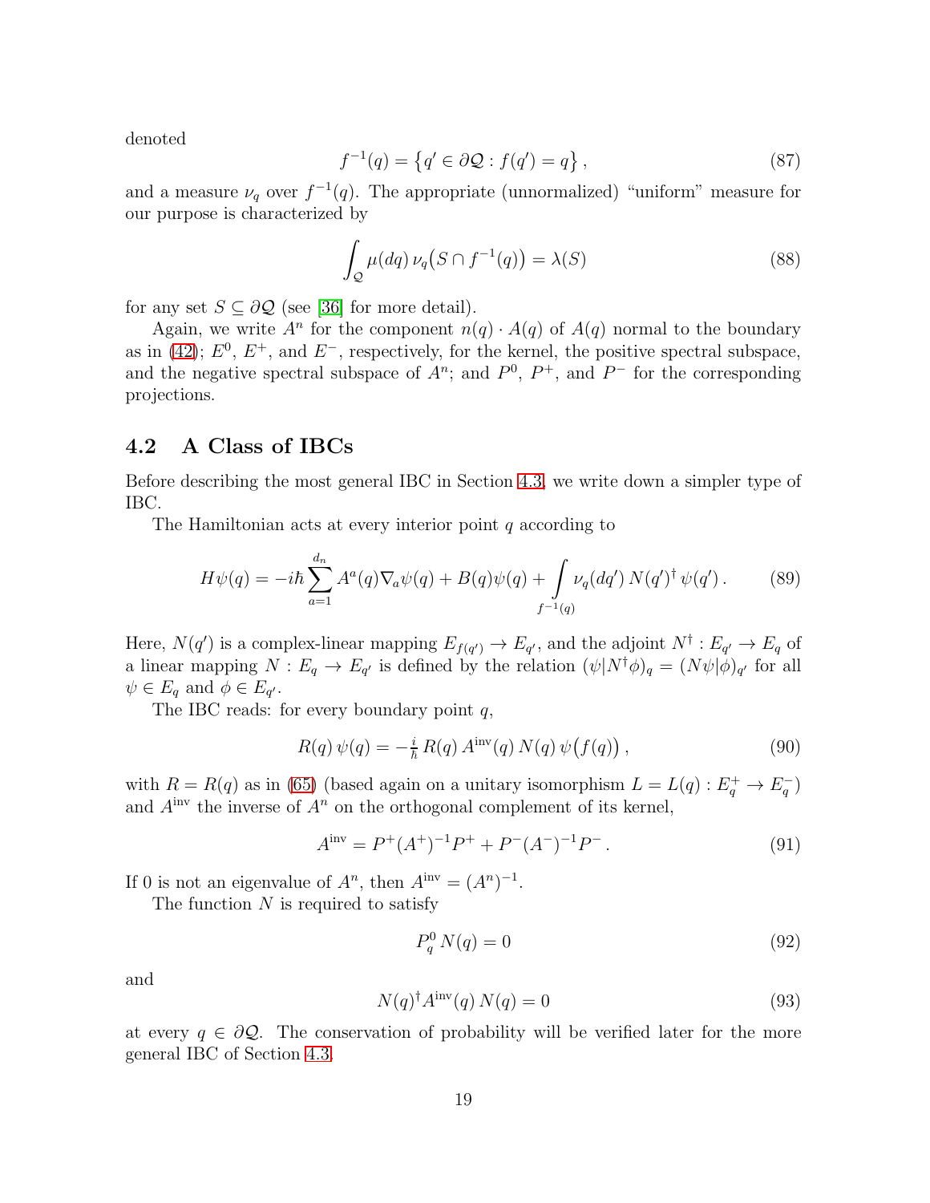denoted

$$f^{-1}(q) = \{q' \in \partial\mathcal{Q} : f(q') = q\}, \tag{87}$$

and a measure $\nu_q$ over $f^{-1}(q)$. The appropriate (unnormalized) "uniform" measure for our purpose is characterized by

$$\int_{\mathcal{Q}} \mu(dq)\, \nu_q\big(S \cap f^{-1}(q)\big) = \lambda(S) \tag{88}$$

for any set $S \subseteq \partial\mathcal{Q}$ (see [36] for more detail).

Again, we write $A^n$ for the component $n(q) \cdot A(q)$ of $A(q)$ normal to the boundary as in (42); $E^0$, $E^+$, and $E^-$, respectively, for the kernel, the positive spectral subspace, and the negative spectral subspace of $A^n$; and $P^0$, $P^+$, and $P^-$ for the corresponding projections.

## 4.2 A Class of IBCs

Before describing the most general IBC in Section 4.3, we write down a simpler type of IBC.

The Hamiltonian acts at every interior point $q$ according to

$$H\psi(q) = -i\hbar \sum_{a=1}^{d_n} A^a(q)\nabla_a\psi(q) + B(q)\psi(q) + \int\limits_{f^{-1}(q)} \nu_q(dq')\, N(q')^\dagger\, \psi(q'). \tag{89}$$

Here, $N(q')$ is a complex-linear mapping $E_{f(q')} \to E_{q'}$, and the adjoint $N^\dagger : E_{q'} \to E_q$ of a linear mapping $N : E_q \to E_{q'}$ is defined by the relation $(\psi|N^\dagger\phi)_q = (N\psi|\phi)_{q'}$ for all $\psi \in E_q$ and $\phi \in E_{q'}$.

The IBC reads: for every boundary point $q$,

$$R(q)\,\psi(q) = -\tfrac{i}{\hbar}\, R(q)\, A^{\mathrm{inv}}(q)\, N(q)\, \psi\big(f(q)\big)\,, \tag{90}$$

with $R = R(q)$ as in (65) (based again on a unitary isomorphism $L = L(q) : E_q^+ \to E_q^-$) and $A^{\mathrm{inv}}$ the inverse of $A^n$ on the orthogonal complement of its kernel,

$$A^{\mathrm{inv}} = P^+(A^+)^{-1}P^+ + P^-(A^-)^{-1}P^-\,. \tag{91}$$

If 0 is not an eigenvalue of $A^n$, then $A^{\mathrm{inv}} = (A^n)^{-1}$.

The function $N$ is required to satisfy

$$P_q^0\, N(q) = 0 \tag{92}$$

and

$$N(q)^\dagger A^{\mathrm{inv}}(q)\, N(q) = 0 \tag{93}$$

at every $q \in \partial\mathcal{Q}$. The conservation of probability will be verified later for the more general IBC of Section 4.3.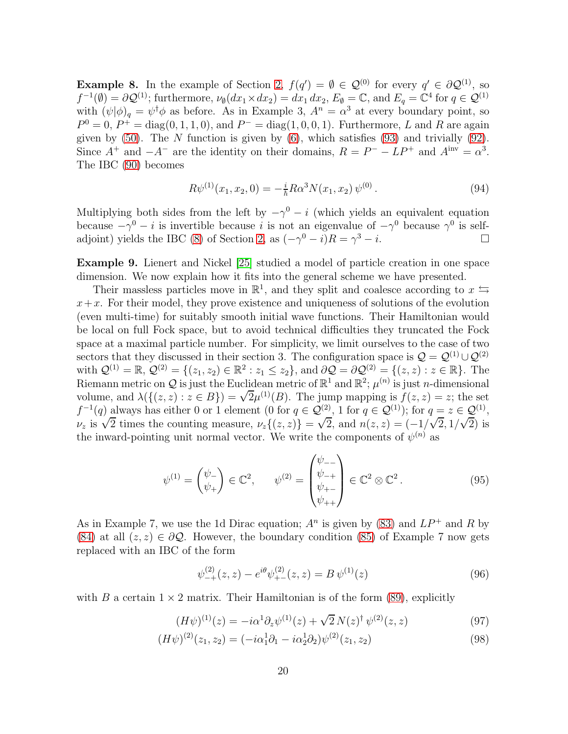**Example 8.** In the example of Section 2, $f(q') = \emptyset \in \mathcal{Q}^{(0)}$ for every $q' \in \partial\mathcal{Q}^{(1)}$, so $f^{-1}(\emptyset) = \partial\mathcal{Q}^{(1)}$; furthermore, $\nu_\emptyset(dx_1 \times dx_2) = dx_1\, dx_2$, $E_\emptyset = \mathbb{C}$, and $E_q = \mathbb{C}^4$ for $q \in \mathcal{Q}^{(1)}$ with $(\psi|\phi)_q = \psi^\dagger\phi$ as before. As in Example 3, $A^n = \alpha^3$ at every boundary point, so $P^0 = 0$, $P^+ = \mathrm{diag}(0,1,1,0)$, and $P^- = \mathrm{diag}(1,0,0,1)$. Furthermore, $L$ and $R$ are again given by (50). The $N$ function is given by (6), which satisfies (93) and trivially (92). Since $A^+$ and $-A^-$ are the identity on their domains, $R = P^- - LP^+$ and $A^{\mathrm{inv}} = \alpha^3$. The IBC (90) becomes

$$R\psi^{(1)}(x_1,x_2,0) = -\tfrac{i}{\hbar} R\alpha^3 N(x_1,x_2)\, \psi^{(0)}\,. \tag{94}$$

Multiplying both sides from the left by $-\gamma^0 - i$ (which yields an equivalent equation because $-\gamma^0 - i$ is invertible because $i$ is not an eigenvalue of $-\gamma^0$ because $\gamma^0$ is self-adjoint) yields the IBC (8) of Section 2, as $(-\gamma^0 - i)R = \gamma^3 - i$. $\square$

**Example 9.** Lienert and Nickel [25] studied a model of particle creation in one space dimension. We now explain how it fits into the general scheme we have presented.

Their massless particles move in $\mathbb{R}^1$, and they split and coalesce according to $x \leftrightarrows x+x$. For their model, they prove existence and uniqueness of solutions of the evolution (even multi-time) for suitably smooth initial wave functions. Their Hamiltonian would be local on full Fock space, but to avoid technical difficulties they truncated the Fock space at a maximal particle number. For simplicity, we limit ourselves to the case of two sectors that they discussed in their section 3. The configuration space is $\mathcal{Q} = \mathcal{Q}^{(1)} \cup \mathcal{Q}^{(2)}$ with $\mathcal{Q}^{(1)} = \mathbb{R}$, $\mathcal{Q}^{(2)} = \{(z_1,z_2) \in \mathbb{R}^2 : z_1 \leq z_2\}$, and $\partial\mathcal{Q} = \partial\mathcal{Q}^{(2)} = \{(z,z) : z \in \mathbb{R}\}$. The Riemann metric on $\mathcal{Q}$ is just the Euclidean metric of $\mathbb{R}^1$ and $\mathbb{R}^2$; $\mu^{(n)}$ is just $n$-dimensional volume, and $\lambda(\{(z,z) : z \in B\}) = \sqrt{2}\mu^{(1)}(B)$. The jump mapping is $f(z,z) = z$; the set $f^{-1}(q)$ always has either 0 or 1 element (0 for $q \in \mathcal{Q}^{(2)}$, 1 for $q \in \mathcal{Q}^{(1)}$); for $q = z \in \mathcal{Q}^{(1)}$, $\nu_z$ is $\sqrt{2}$ times the counting measure, $\nu_z\{(z,z)\} = \sqrt{2}$, and $n(z,z) = (-1/\sqrt{2}, 1/\sqrt{2})$ is the inward-pointing unit normal vector. We write the components of $\psi^{(n)}$ as

$$\psi^{(1)} = \begin{pmatrix} \psi_- \\ \psi_+ \end{pmatrix} \in \mathbb{C}^2, \qquad \psi^{(2)} = \begin{pmatrix} \psi_{--} \\ \psi_{-+} \\ \psi_{+-} \\ \psi_{++} \end{pmatrix} \in \mathbb{C}^2 \otimes \mathbb{C}^2\,. \tag{95}$$

As in Example 7, we use the 1d Dirac equation; $A^n$ is given by (83) and $LP^+$ and $R$ by (84) at all $(z,z) \in \partial\mathcal{Q}$. However, the boundary condition (85) of Example 7 now gets replaced with an IBC of the form

$$\psi^{(2)}_{-+}(z,z) - e^{i\theta}\psi^{(2)}_{+-}(z,z) = B\,\psi^{(1)}(z) \tag{96}$$

with $B$ a certain $1 \times 2$ matrix. Their Hamiltonian is of the form (89), explicitly

$$(H\psi)^{(1)}(z) = -i\alpha^1\partial_z\psi^{(1)}(z) + \sqrt{2}\, N(z)^\dagger\, \psi^{(2)}(z,z) \tag{97}$$

$$(H\psi)^{(2)}(z_1,z_2) = (-i\alpha^1_1\partial_1 - i\alpha^1_2\partial_2)\psi^{(2)}(z_1,z_2) \tag{98}$$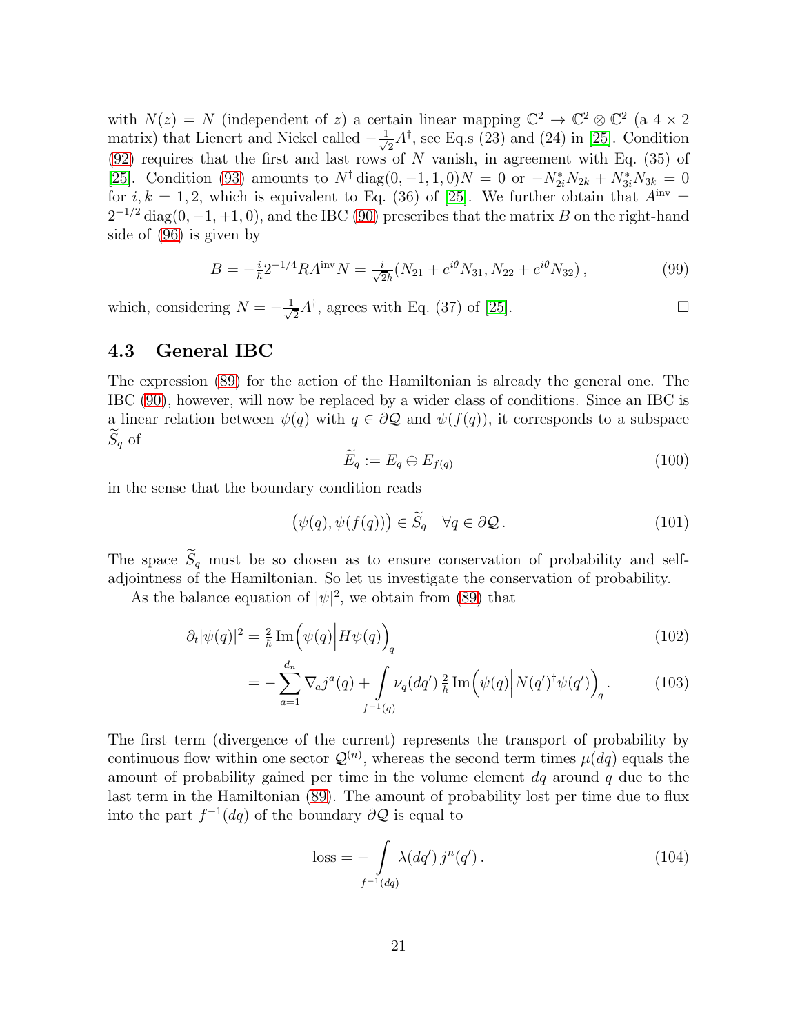with $N(z) = N$ (independent of $z$) a certain linear mapping $\mathbb{C}^2 \to \mathbb{C}^2 \otimes \mathbb{C}^2$ (a $4 \times 2$ matrix) that Lienert and Nickel called $-\frac{1}{\sqrt{2}}A^\dagger$, see Eq.s (23) and (24) in [25]. Condition (92) requires that the first and last rows of $N$ vanish, in agreement with Eq. (35) of [25]. Condition (93) amounts to $N^\dagger \operatorname{diag}(0,-1,1,0)N = 0$ or $-N_{2i}^* N_{2k} + N_{3i}^* N_{3k} = 0$ for $i,k = 1,2$, which is equivalent to Eq. (36) of [25]. We further obtain that $A^{\mathrm{inv}} = 2^{-1/2} \operatorname{diag}(0,-1,+1,0)$, and the IBC (90) prescribes that the matrix $B$ on the right-hand side of (96) is given by

$$
B = -\tfrac{i}{\hbar} 2^{-1/4} R A^{\mathrm{inv}} N = \tfrac{i}{\sqrt{2}\hbar}\big(N_{21} + e^{i\theta} N_{31}, N_{22} + e^{i\theta} N_{32}\big)\,, \tag{99}
$$

which, considering $N = -\frac{1}{\sqrt{2}}A^\dagger$, agrees with Eq. (37) of [25]. $\square$

### 4.3 General IBC

The expression (89) for the action of the Hamiltonian is already the general one. The IBC (90), however, will now be replaced by a wider class of conditions. Since an IBC is a linear relation between $\psi(q)$ with $q \in \partial\mathcal{Q}$ and $\psi(f(q))$, it corresponds to a subspace $\widetilde{S}_q$ of

$$
\widetilde{E}_q := E_q \oplus E_{f(q)} \tag{100}
$$

in the sense that the boundary condition reads

$$
\big(\psi(q), \psi(f(q))\big) \in \widetilde{S}_q \quad \forall q \in \partial\mathcal{Q}\,. \tag{101}
$$

The space $\widetilde{S}_q$ must be so chosen as to ensure conservation of probability and self-adjointness of the Hamiltonian. So let us investigate the conservation of probability.

As the balance equation of $|\psi|^2$, we obtain from (89) that

$$
\partial_t |\psi(q)|^2 = \tfrac{2}{\hbar} \operatorname{Im}\Big(\psi(q)\Big|H\psi(q)\Big)_q \tag{102}
$$

$$
= -\sum_{a=1}^{d_n} \nabla_a j^a(q) + \int\limits_{f^{-1}(q)} \nu_q(dq')\, \tfrac{2}{\hbar} \operatorname{Im}\Big(\psi(q)\Big|N(q')^\dagger \psi(q')\Big)_q\,. \tag{103}
$$

The first term (divergence of the current) represents the transport of probability by continuous flow within one sector $\mathcal{Q}^{(n)}$, whereas the second term times $\mu(dq)$ equals the amount of probability gained per time in the volume element $dq$ around $q$ due to the last term in the Hamiltonian (89). The amount of probability lost per time due to flux into the part $f^{-1}(dq)$ of the boundary $\partial\mathcal{Q}$ is equal to

$$
\text{loss} = -\int\limits_{f^{-1}(dq)} \lambda(dq')\, j^n(q')\,. \tag{104}
$$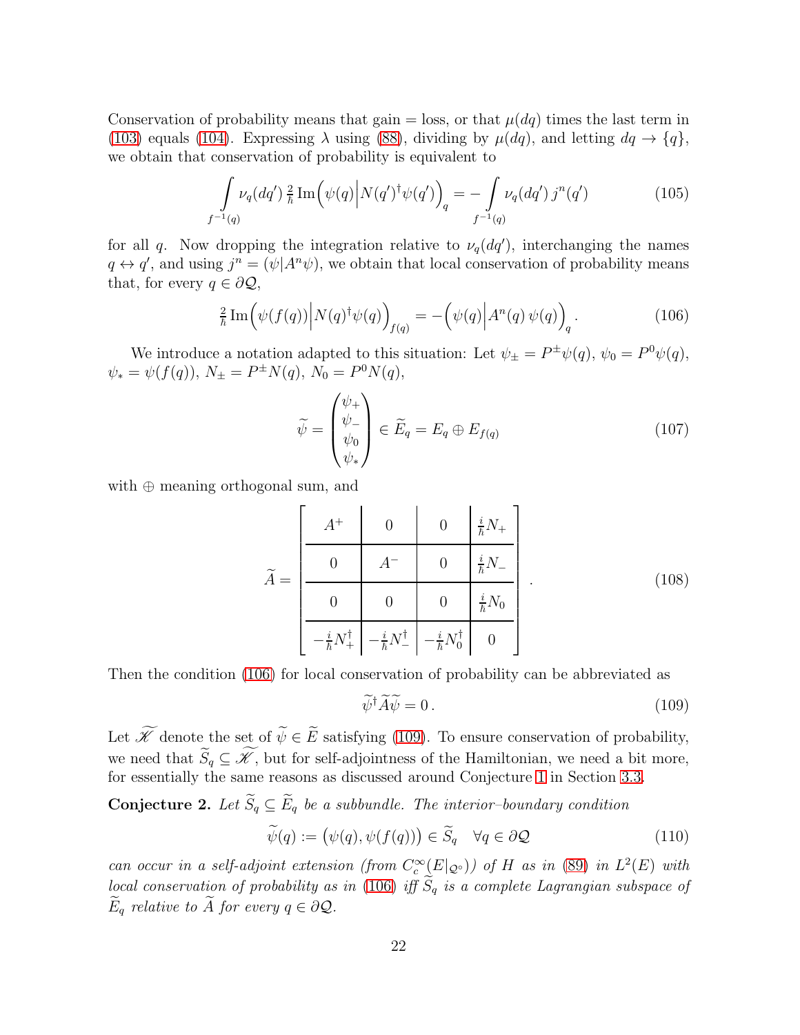Conservation of probability means that gain = loss, or that $\mu(dq)$ times the last term in (103) equals (104). Expressing $\lambda$ using (88), dividing by $\mu(dq)$, and letting $dq \to \{q\}$, we obtain that conservation of probability is equivalent to

$$\int\limits_{f^{-1}(q)} \nu_q(dq')\, \tfrac{2}{\hbar}\, \mathrm{Im}\Big(\psi(q)\Big| N(q')^\dagger \psi(q')\Big)_q = -\int\limits_{f^{-1}(q)} \nu_q(dq')\, j^n(q') \tag{105}$$

for all $q$. Now dropping the integration relative to $\nu_q(dq')$, interchanging the names $q \leftrightarrow q'$, and using $j^n = (\psi|A^n\psi)$, we obtain that local conservation of probability means that, for every $q \in \partial\mathcal{Q}$,

$$\tfrac{2}{\hbar}\, \mathrm{Im}\Big(\psi(f(q))\Big| N(q)^\dagger \psi(q)\Big)_{f(q)} = -\Big(\psi(q)\Big| A^n(q)\, \psi(q)\Big)_q . \tag{106}$$

We introduce a notation adapted to this situation: Let $\psi_\pm = P^\pm\psi(q)$, $\psi_0 = P^0\psi(q)$, $\psi_* = \psi(f(q))$, $N_\pm = P^\pm N(q)$, $N_0 = P^0 N(q)$,

$$\widetilde{\psi} = \begin{pmatrix} \psi_+ \\ \psi_- \\ \psi_0 \\ \psi_* \end{pmatrix} \in \widetilde{E}_q = E_q \oplus E_{f(q)} \tag{107}$$

with $\oplus$ meaning orthogonal sum, and

$$\widetilde{A} = \left[\begin{array}{c|c|c|c} A^+ & 0 & 0 & \frac{i}{\hbar}N_+ \\ \hline 0 & A^- & 0 & \frac{i}{\hbar}N_- \\ \hline 0 & 0 & 0 & \frac{i}{\hbar}N_0 \\ \hline -\frac{i}{\hbar}N_+^\dagger & -\frac{i}{\hbar}N_-^\dagger & -\frac{i}{\hbar}N_0^\dagger & 0 \end{array}\right]. \tag{108}$$

Then the condition (106) for local conservation of probability can be abbreviated as

$$\widetilde{\psi}^\dagger \widetilde{A} \widetilde{\psi} = 0 . \tag{109}$$

Let $\widetilde{\mathscr{K}}$ denote the set of $\widetilde{\psi} \in \widetilde{E}$ satisfying (109). To ensure conservation of probability, we need that $\widetilde{S}_q \subseteq \widetilde{\mathscr{K}}$, but for self-adjointness of the Hamiltonian, we need a bit more, for essentially the same reasons as discussed around Conjecture 1 in Section 3.3.

**Conjecture 2.** *Let $\widetilde{S}_q \subseteq \widetilde{E}_q$ be a subbundle. The interior–boundary condition*

$$\widetilde{\psi}(q) := \big(\psi(q), \psi(f(q))\big) \in \widetilde{S}_q \quad \forall q \in \partial\mathcal{Q} \tag{110}$$

*can occur in a self-adjoint extension (from $C_c^\infty(E|_{\mathcal{Q}^\circ})$) of $H$ as in (89) in $L^2(E)$ with local conservation of probability as in (106) iff $\widetilde{S}_q$ is a complete Lagrangian subspace of $\widetilde{E}_q$ relative to $\widetilde{A}$ for every $q \in \partial\mathcal{Q}$.*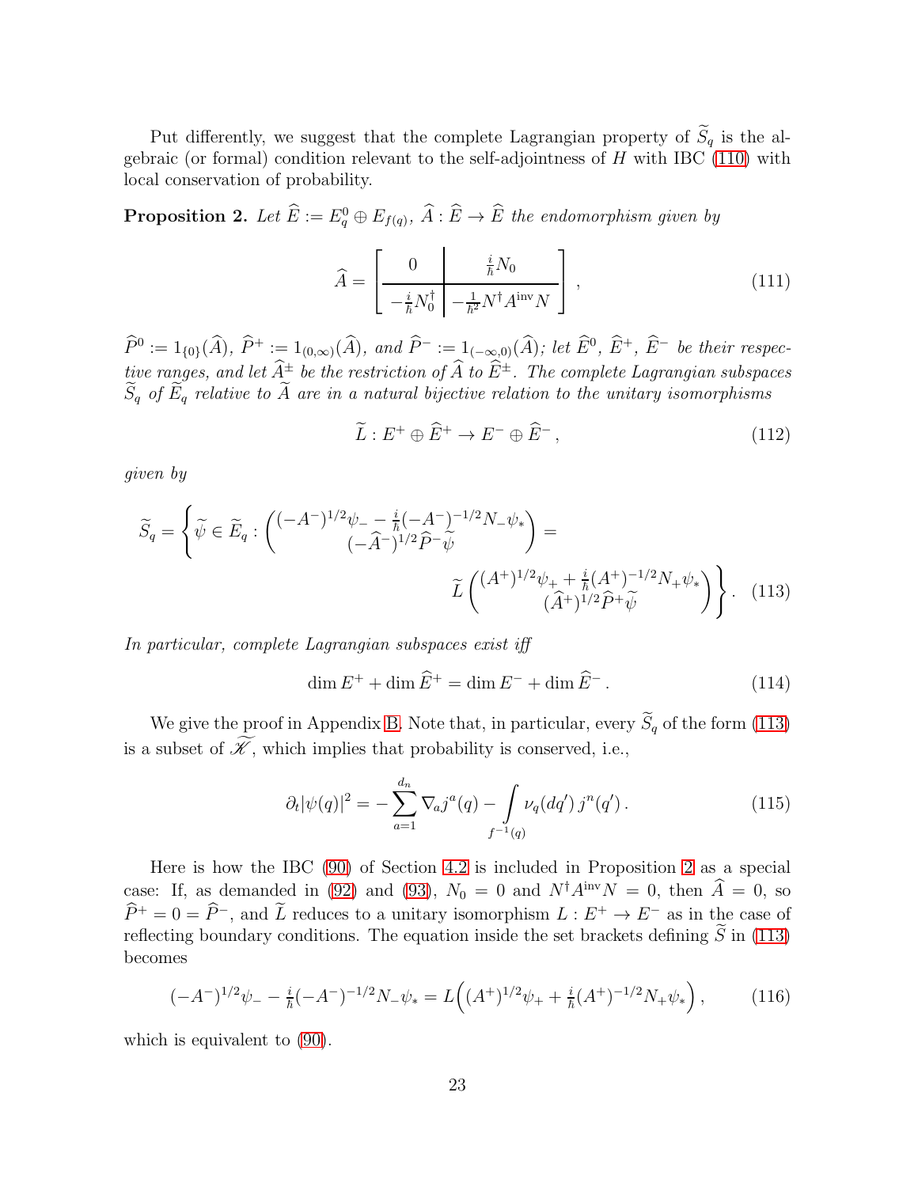Put differently, we suggest that the complete Lagrangian property of $\widetilde{S}_q$ is the algebraic (or formal) condition relevant to the self-adjointness of $H$ with IBC (110) with local conservation of probability.

**Proposition 2.** *Let $\widehat{E} := E_q^0 \oplus E_{f(q)}$, $\widehat{A} : \widehat{E} \to \widehat{E}$ the endomorphism given by*

$$\widehat{A} = \left[\begin{array}{c|c} 0 & \frac{i}{\hbar} N_0 \\ \hline -\frac{i}{\hbar} N_0^\dagger & -\frac{1}{\hbar^2} N^\dagger A^{\mathrm{inv}} N \end{array}\right], \tag{111}$$

*$\widehat{P}^0 := 1_{\{0\}}(\widehat{A})$, $\widehat{P}^+ := 1_{(0,\infty)}(\widehat{A})$, and $\widehat{P}^- := 1_{(-\infty,0)}(\widehat{A})$; let $\widehat{E}^0$, $\widehat{E}^+$, $\widehat{E}^-$ be their respective ranges, and let $\widehat{A}^\pm$ be the restriction of $\widehat{A}$ to $\widehat{E}^\pm$. The complete Lagrangian subspaces $\widetilde{S}_q$ of $\widetilde{E}_q$ relative to $\widetilde{A}$ are in a natural bijective relation to the unitary isomorphisms*

$$\widetilde{L} : E^+ \oplus \widehat{E}^+ \to E^- \oplus \widehat{E}^-, \tag{112}$$

*given by*

$$\widetilde{S}_q = \left\{ \widetilde{\psi} \in \widetilde{E}_q : \begin{pmatrix} (-A^-)^{1/2}\psi_- - \frac{i}{\hbar}(-A^-)^{-1/2} N_- \psi_* \\ (-\widehat{A}^-)^{1/2} \widehat{P}^- \widetilde{\psi} \end{pmatrix} = \widetilde{L} \begin{pmatrix} (A^+)^{1/2}\psi_+ + \frac{i}{\hbar}(A^+)^{-1/2} N_+ \psi_* \\ (\widehat{A}^+)^{1/2} \widehat{P}^+ \widetilde{\psi} \end{pmatrix} \right\}. \tag{113}$$

*In particular, complete Lagrangian subspaces exist iff*

$$\dim E^+ + \dim \widehat{E}^+ = \dim E^- + \dim \widehat{E}^-. \tag{114}$$

We give the proof in Appendix B. Note that, in particular, every $\widetilde{S}_q$ of the form (113) is a subset of $\widetilde{\mathscr{K}}$, which implies that probability is conserved, i.e.,

$$\partial_t |\psi(q)|^2 = -\sum_{a=1}^{d_n} \nabla_a j^a(q) - \int\limits_{f^{-1}(q)} \nu_q(dq')\, j^n(q'). \tag{115}$$

Here is how the IBC (90) of Section 4.2 is included in Proposition 2 as a special case: If, as demanded in (92) and (93), $N_0 = 0$ and $N^\dagger A^{\mathrm{inv}} N = 0$, then $\widehat{A} = 0$, so $\widehat{P}^+ = 0 = \widehat{P}^-$, and $\widetilde{L}$ reduces to a unitary isomorphism $L : E^+ \to E^-$ as in the case of reflecting boundary conditions. The equation inside the set brackets defining $\widetilde{S}$ in (113) becomes

$$(-A^-)^{1/2}\psi_- - \tfrac{i}{\hbar}(-A^-)^{-1/2} N_- \psi_* = L\Big( (A^+)^{1/2}\psi_+ + \tfrac{i}{\hbar}(A^+)^{-1/2} N_+ \psi_* \Big), \tag{116}$$

which is equivalent to (90).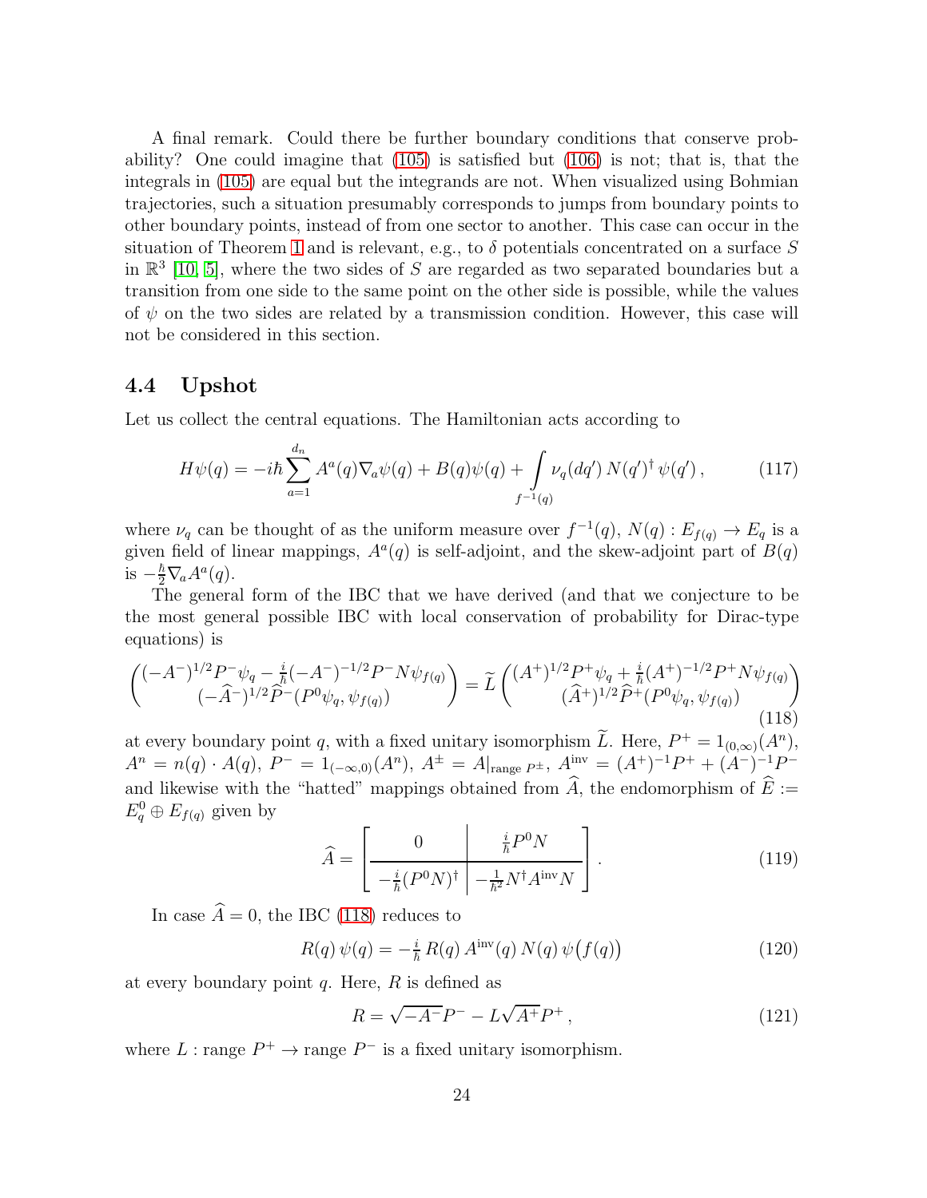A final remark. Could there be further boundary conditions that conserve probability? One could imagine that (105) is satisfied but (106) is not; that is, that the integrals in (105) are equal but the integrands are not. When visualized using Bohmian trajectories, such a situation presumably corresponds to jumps from boundary points to other boundary points, instead of from one sector to another. This case can occur in the situation of Theorem 1 and is relevant, e.g., to $\delta$ potentials concentrated on a surface $S$ in $\mathbb{R}^3$ [10, 5], where the two sides of $S$ are regarded as two separated boundaries but a transition from one side to the same point on the other side is possible, while the values of $\psi$ on the two sides are related by a transmission condition. However, this case will not be considered in this section.

### 4.4 Upshot

Let us collect the central equations. The Hamiltonian acts according to

$$H\psi(q) = -i\hbar \sum_{a=1}^{d_n} A^a(q)\nabla_a \psi(q) + B(q)\psi(q) + \int\limits_{f^{-1}(q)} \nu_q(dq')\, N(q')^\dagger\, \psi(q')\,, \tag{117}$$

where $\nu_q$ can be thought of as the uniform measure over $f^{-1}(q)$, $N(q) : E_{f(q)} \to E_q$ is a given field of linear mappings, $A^a(q)$ is self-adjoint, and the skew-adjoint part of $B(q)$ is $-\frac{\hbar}{2}\nabla_a A^a(q)$.

The general form of the IBC that we have derived (and that we conjecture to be the most general possible IBC with local conservation of probability for Dirac-type equations) is

$$\begin{pmatrix} (-A^-)^{1/2}P^-\psi_q - \frac{i}{\hbar}(-A^-)^{-1/2}P^-N\psi_{f(q)} \\ (-\widehat{A}^-)^{1/2}\widehat{P}^-(P^0\psi_q, \psi_{f(q)}) \end{pmatrix} = \widetilde{L} \begin{pmatrix} (A^+)^{1/2}P^+\psi_q + \frac{i}{\hbar}(A^+)^{-1/2}P^+N\psi_{f(q)} \\ (\widehat{A}^+)^{1/2}\widehat{P}^+(P^0\psi_q, \psi_{f(q)}) \end{pmatrix} \tag{118}$$

at every boundary point $q$, with a fixed unitary isomorphism $\widetilde{L}$. Here, $P^+ = 1_{(0,\infty)}(A^n)$, $A^n = n(q)\cdot A(q)$, $P^- = 1_{(-\infty,0)}(A^n)$, $A^\pm = A|_{\mathrm{range}\, P^\pm}$, $A^{\mathrm{inv}} = (A^+)^{-1}P^+ + (A^-)^{-1}P^-$ and likewise with the "hatted" mappings obtained from $\widehat{A}$, the endomorphism of $\widehat{E} := E^0_q \oplus E_{f(q)}$ given by

$$\widehat{A} = \left[\begin{array}{c|c} 0 & \frac{i}{\hbar}P^0 N \\ \hline -\frac{i}{\hbar}(P^0N)^\dagger & -\frac{1}{\hbar^2}N^\dagger A^{\mathrm{inv}} N \end{array}\right]. \tag{119}$$

In case $\widehat{A} = 0$, the IBC (118) reduces to

$$R(q)\,\psi(q) = -\tfrac{i}{\hbar}\,R(q)\,A^{\mathrm{inv}}(q)\,N(q)\,\psi\big(f(q)\big) \tag{120}$$

at every boundary point $q$. Here, $R$ is defined as

$$R = \sqrt{-A^-}P^- - L\sqrt{A^+}P^+\,, \tag{121}$$

where $L : \mathrm{range}\, P^+ \to \mathrm{range}\, P^-$ is a fixed unitary isomorphism.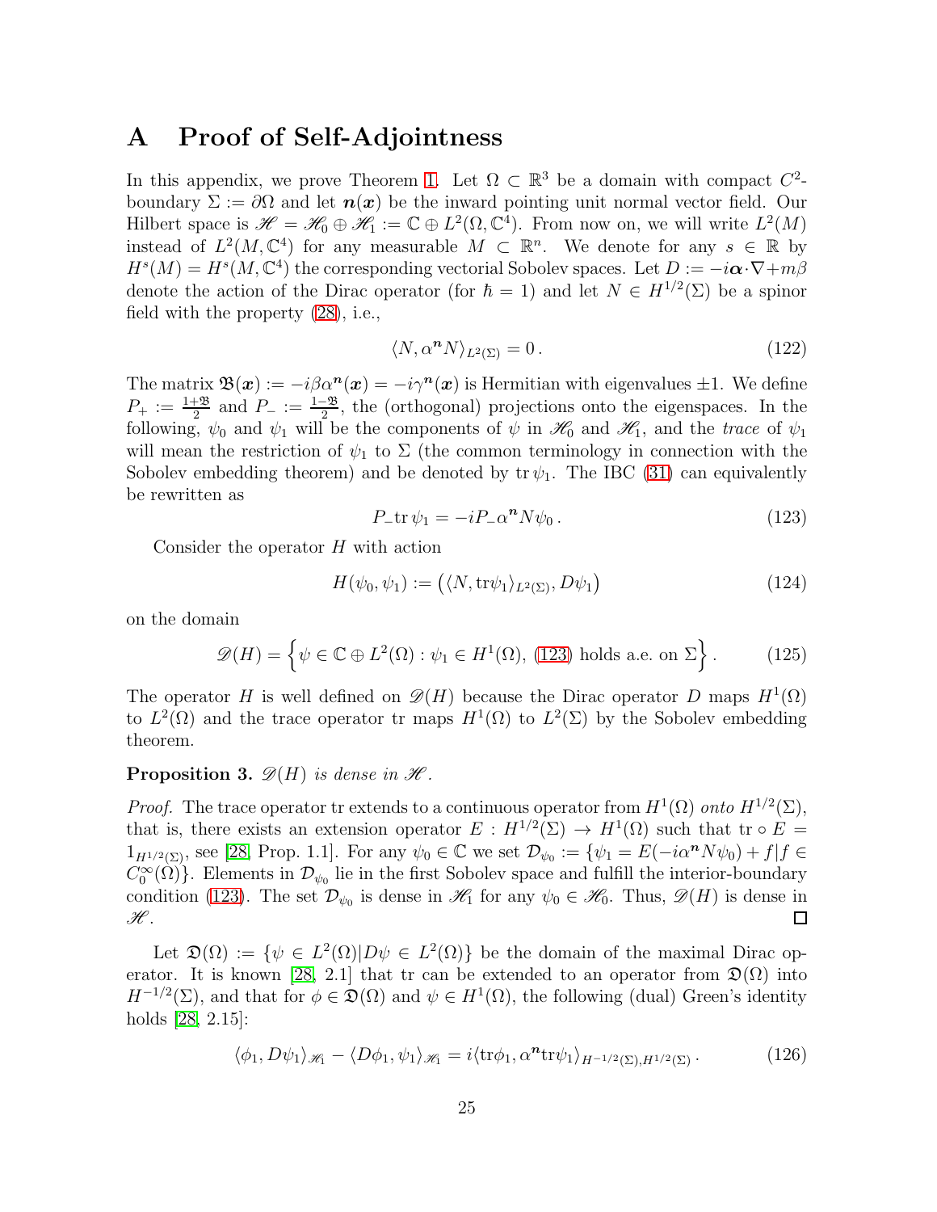# A Proof of Self-Adjointness

In this appendix, we prove Theorem 1. Let $\Omega \subset \mathbb{R}^3$ be a domain with compact $C^2$-boundary $\Sigma := \partial\Omega$ and let $\boldsymbol{n}(\boldsymbol{x})$ be the inward pointing unit normal vector field. Our Hilbert space is $\mathscr{H} = \mathscr{H}_0 \oplus \mathscr{H}_1 := \mathbb{C} \oplus L^2(\Omega, \mathbb{C}^4)$. From now on, we will write $L^2(M)$ instead of $L^2(M, \mathbb{C}^4)$ for any measurable $M \subset \mathbb{R}^n$. We denote for any $s \in \mathbb{R}$ by $H^s(M) = H^s(M, \mathbb{C}^4)$ the corresponding vectorial Sobolev spaces. Let $D := -i\boldsymbol{\alpha}\cdot\nabla + m\beta$ denote the action of the Dirac operator (for $\hbar = 1$) and let $N \in H^{1/2}(\Sigma)$ be a spinor field with the property (28), i.e.,

$$\langle N, \alpha^{\boldsymbol{n}} N \rangle_{L^2(\Sigma)} = 0 \,. \tag{122}$$

The matrix $\mathfrak{B}(\boldsymbol{x}) := -i\beta\alpha^{\boldsymbol{n}}(\boldsymbol{x}) = -i\gamma^{\boldsymbol{n}}(\boldsymbol{x})$ is Hermitian with eigenvalues $\pm 1$. We define $P_+ := \frac{1+\mathfrak{B}}{2}$ and $P_- := \frac{1-\mathfrak{B}}{2}$, the (orthogonal) projections onto the eigenspaces. In the following, $\psi_0$ and $\psi_1$ will be the components of $\psi$ in $\mathscr{H}_0$ and $\mathscr{H}_1$, and the *trace* of $\psi_1$ will mean the restriction of $\psi_1$ to $\Sigma$ (the common terminology in connection with the Sobolev embedding theorem) and be denoted by $\mathrm{tr}\,\psi_1$. The IBC (31) can equivalently be rewritten as

$$P_- \mathrm{tr}\,\psi_1 = -iP_-\alpha^{\boldsymbol{n}} N\psi_0 \,. \tag{123}$$

Consider the operator $H$ with action

$$H(\psi_0, \psi_1) := \big( \langle N, \mathrm{tr}\psi_1 \rangle_{L^2(\Sigma)}, D\psi_1 \big) \tag{124}$$

on the domain

$$\mathscr{D}(H) = \Big\{ \psi \in \mathbb{C} \oplus L^2(\Omega) : \psi_1 \in H^1(\Omega),\ (123) \text{ holds a.e. on } \Sigma \Big\} \,. \tag{125}$$

The operator $H$ is well defined on $\mathscr{D}(H)$ because the Dirac operator $D$ maps $H^1(\Omega)$ to $L^2(\Omega)$ and the trace operator tr maps $H^1(\Omega)$ to $L^2(\Sigma)$ by the Sobolev embedding theorem.

**Proposition 3.** *$\mathscr{D}(H)$ is dense in $\mathscr{H}$.*

*Proof.* The trace operator tr extends to a continuous operator from $H^1(\Omega)$ *onto* $H^{1/2}(\Sigma)$, that is, there exists an extension operator $E : H^{1/2}(\Sigma) \to H^1(\Omega)$ such that $\mathrm{tr} \circ E = 1_{H^{1/2}(\Sigma)}$, see [28, Prop. 1.1]. For any $\psi_0 \in \mathbb{C}$ we set $\mathcal{D}_{\psi_0} := \{\psi_1 = E(-i\alpha^{\boldsymbol{n}} N\psi_0) + f | f \in C_0^\infty(\Omega)\}$. Elements in $\mathcal{D}_{\psi_0}$ lie in the first Sobolev space and fulfill the interior-boundary condition (123). The set $\mathcal{D}_{\psi_0}$ is dense in $\mathscr{H}_1$ for any $\psi_0 \in \mathscr{H}_0$. Thus, $\mathscr{D}(H)$ is dense in $\mathscr{H}$. $\square$

Let $\mathfrak{D}(\Omega) := \{\psi \in L^2(\Omega) | D\psi \in L^2(\Omega)\}$ be the domain of the maximal Dirac operator. It is known [28, 2.1] that tr can be extended to an operator from $\mathfrak{D}(\Omega)$ into $H^{-1/2}(\Sigma)$, and that for $\phi \in \mathfrak{D}(\Omega)$ and $\psi \in H^1(\Omega)$, the following (dual) Green's identity holds [28, 2.15]:

$$\langle \phi_1, D\psi_1 \rangle_{\mathscr{H}_1} - \langle D\phi_1, \psi_1 \rangle_{\mathscr{H}_1} = i\langle \mathrm{tr}\phi_1, \alpha^{\boldsymbol{n}} \mathrm{tr}\psi_1 \rangle_{H^{-1/2}(\Sigma), H^{1/2}(\Sigma)} \,. \tag{126}$$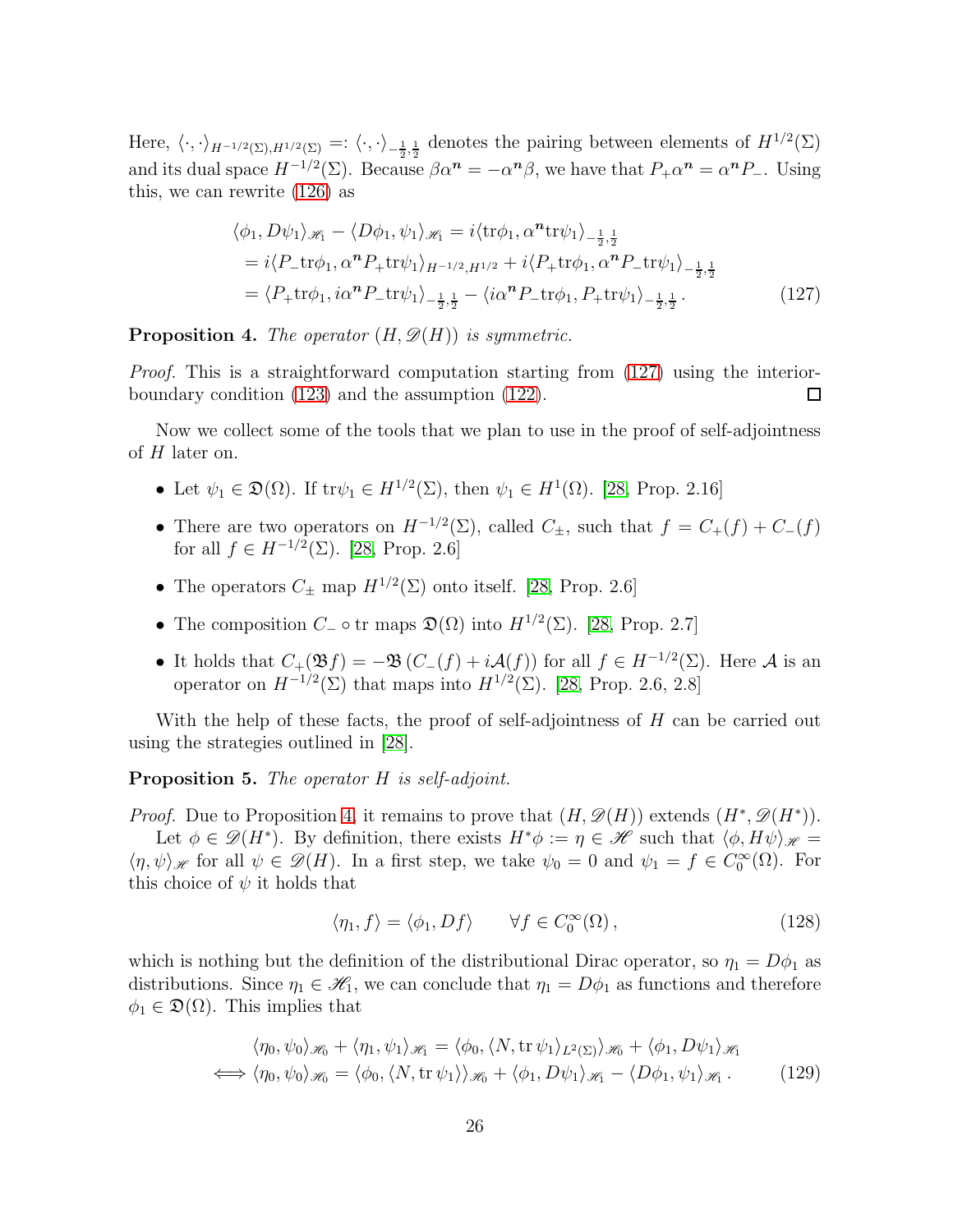Here, $\langle \cdot, \cdot \rangle_{H^{-1/2}(\Sigma), H^{1/2}(\Sigma)} =: \langle \cdot, \cdot \rangle_{-\frac{1}{2},\frac{1}{2}}$ denotes the pairing between elements of $H^{1/2}(\Sigma)$ and its dual space $H^{-1/2}(\Sigma)$. Because $\beta\alpha^{\boldsymbol{n}} = -\alpha^{\boldsymbol{n}}\beta$, we have that $P_+\alpha^{\boldsymbol{n}} = \alpha^{\boldsymbol{n}} P_-$. Using this, we can rewrite (126) as

$$
\begin{aligned}
&\langle \phi_1, D\psi_1 \rangle_{\mathscr{H}_1} - \langle D\phi_1, \psi_1 \rangle_{\mathscr{H}_1} = i\langle \mathrm{tr}\phi_1, \alpha^{\boldsymbol{n}} \mathrm{tr}\psi_1 \rangle_{-\frac{1}{2},\frac{1}{2}} \\
&= i\langle P_-\mathrm{tr}\phi_1, \alpha^{\boldsymbol{n}} P_+ \mathrm{tr}\psi_1 \rangle_{H^{-1/2},H^{1/2}} + i\langle P_+\mathrm{tr}\phi_1, \alpha^{\boldsymbol{n}} P_- \mathrm{tr}\psi_1 \rangle_{-\frac{1}{2},\frac{1}{2}} \\
&= \langle P_+\mathrm{tr}\phi_1, i\alpha^{\boldsymbol{n}} P_- \mathrm{tr}\psi_1 \rangle_{-\frac{1}{2},\frac{1}{2}} - \langle i\alpha^{\boldsymbol{n}} P_-\mathrm{tr}\phi_1, P_+ \mathrm{tr}\psi_1 \rangle_{-\frac{1}{2},\frac{1}{2}} .
\end{aligned} \tag{127}
$$

**Proposition 4.** *The operator $(H, \mathscr{D}(H))$ is symmetric.*

*Proof.* This is a straightforward computation starting from (127) using the interior-boundary condition (123) and the assumption (122). □

Now we collect some of the tools that we plan to use in the proof of self-adjointness of $H$ later on.

- Let $\psi_1 \in \mathfrak{D}(\Omega)$. If $\mathrm{tr}\psi_1 \in H^{1/2}(\Sigma)$, then $\psi_1 \in H^1(\Omega)$. [28, Prop. 2.16]
- There are two operators on $H^{-1/2}(\Sigma)$, called $C_\pm$, such that $f = C_+(f) + C_-(f)$ for all $f \in H^{-1/2}(\Sigma)$. [28, Prop. 2.6]
- The operators $C_\pm$ map $H^{1/2}(\Sigma)$ onto itself. [28, Prop. 2.6]
- The composition $C_- \circ \mathrm{tr}$ maps $\mathfrak{D}(\Omega)$ into $H^{1/2}(\Sigma)$. [28, Prop. 2.7]
- It holds that $C_+(\mathfrak{B}f) = -\mathfrak{B}\left(C_-(f) + i\mathcal{A}(f)\right)$ for all $f \in H^{-1/2}(\Sigma)$. Here $\mathcal{A}$ is an operator on $H^{-1/2}(\Sigma)$ that maps into $H^{1/2}(\Sigma)$. [28, Prop. 2.6, 2.8]

With the help of these facts, the proof of self-adjointness of $H$ can be carried out using the strategies outlined in [28].

**Proposition 5.** *The operator $H$ is self-adjoint.*

*Proof.* Due to Proposition 4, it remains to prove that $(H, \mathscr{D}(H))$ extends $(H^*, \mathscr{D}(H^*))$.

Let $\phi \in \mathscr{D}(H^*)$. By definition, there exists $H^*\phi := \eta \in \mathscr{H}$ such that $\langle \phi, H\psi \rangle_{\mathscr{H}} = \langle \eta, \psi \rangle_{\mathscr{H}}$ for all $\psi \in \mathscr{D}(H)$. In a first step, we take $\psi_0 = 0$ and $\psi_1 = f \in C_0^\infty(\Omega)$. For this choice of $\psi$ it holds that

$$
\langle \eta_1, f \rangle = \langle \phi_1, Df \rangle \qquad \forall f \in C_0^\infty(\Omega) , \tag{128}
$$

which is nothing but the definition of the distributional Dirac operator, so $\eta_1 = D\phi_1$ as distributions. Since $\eta_1 \in \mathscr{H}_1$, we can conclude that $\eta_1 = D\phi_1$ as functions and therefore $\phi_1 \in \mathfrak{D}(\Omega)$. This implies that

$$
\begin{aligned}
&\langle \eta_0, \psi_0 \rangle_{\mathscr{H}_0} + \langle \eta_1, \psi_1 \rangle_{\mathscr{H}_1} = \langle \phi_0, \langle N, \mathrm{tr}\,\psi_1 \rangle_{L^2(\Sigma)} \rangle_{\mathscr{H}_0} + \langle \phi_1, D\psi_1 \rangle_{\mathscr{H}_1} \\
\iff &\langle \eta_0, \psi_0 \rangle_{\mathscr{H}_0} = \langle \phi_0, \langle N, \mathrm{tr}\,\psi_1 \rangle \rangle_{\mathscr{H}_0} + \langle \phi_1, D\psi_1 \rangle_{\mathscr{H}_1} - \langle D\phi_1, \psi_1 \rangle_{\mathscr{H}_1} .
\end{aligned} \tag{129}
$$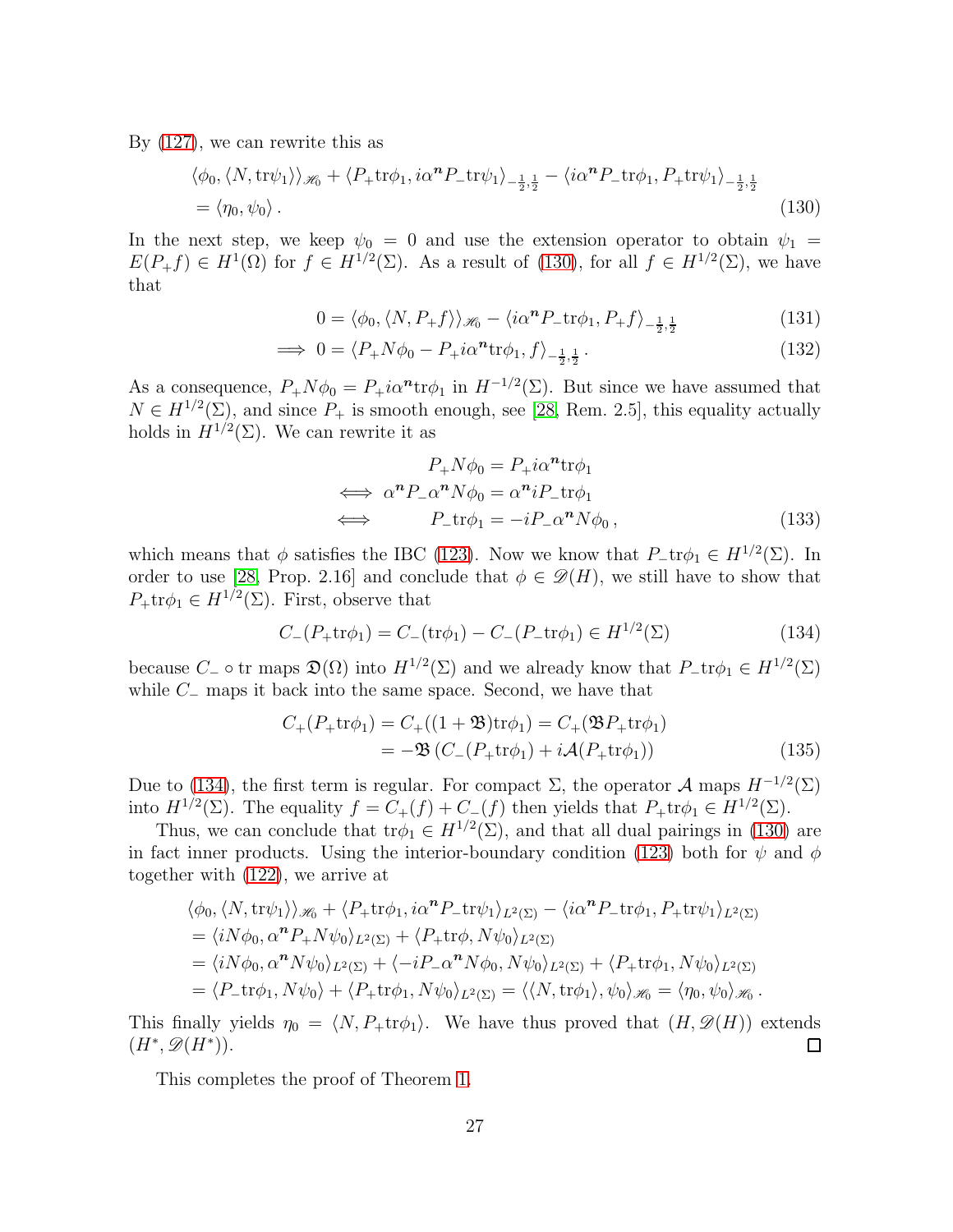By (127), we can rewrite this as

$$\begin{aligned}
&\langle \phi_0, \langle N, \mathrm{tr}\psi_1\rangle\rangle_{\mathscr{H}_0} + \langle P_+\mathrm{tr}\phi_1, i\alpha^{\boldsymbol{n}} P_-\mathrm{tr}\psi_1\rangle_{-\frac{1}{2},\frac{1}{2}} - \langle i\alpha^{\boldsymbol{n}} P_-\mathrm{tr}\phi_1, P_+\mathrm{tr}\psi_1\rangle_{-\frac{1}{2},\frac{1}{2}} \\
&= \langle \eta_0, \psi_0\rangle\,. 
\end{aligned} \tag{130}$$

In the next step, we keep $\psi_0 = 0$ and use the extension operator to obtain $\psi_1 = E(P_+ f) \in H^1(\Omega)$ for $f \in H^{1/2}(\Sigma)$. As a result of (130), for all $f \in H^{1/2}(\Sigma)$, we have that

$$0 = \langle \phi_0, \langle N, P_+ f\rangle\rangle_{\mathscr{H}_0} - \langle i\alpha^{\boldsymbol{n}} P_-\mathrm{tr}\phi_1, P_+ f\rangle_{-\frac{1}{2},\frac{1}{2}} \tag{131}$$

$$\implies 0 = \langle P_+ N\phi_0 - P_+ i\alpha^{\boldsymbol{n}}\mathrm{tr}\phi_1, f\rangle_{-\frac{1}{2},\frac{1}{2}}\,. \tag{132}$$

As a consequence, $P_+ N\phi_0 = P_+ i\alpha^{\boldsymbol{n}}\mathrm{tr}\phi_1$ in $H^{-1/2}(\Sigma)$. But since we have assumed that $N \in H^{1/2}(\Sigma)$, and since $P_+$ is smooth enough, see [28, Rem. 2.5], this equality actually holds in $H^{1/2}(\Sigma)$. We can rewrite it as

$$\begin{aligned}
&P_+ N\phi_0 = P_+ i\alpha^{\boldsymbol{n}}\mathrm{tr}\phi_1 \\
\iff\ &\alpha^{\boldsymbol{n}} P_- \alpha^{\boldsymbol{n}} N\phi_0 = \alpha^{\boldsymbol{n}} i P_-\mathrm{tr}\phi_1 \\
\iff\ &P_-\mathrm{tr}\phi_1 = -iP_-\alpha^{\boldsymbol{n}} N\phi_0\,,
\end{aligned} \tag{133}$$

which means that $\phi$ satisfies the IBC (123). Now we know that $P_-\mathrm{tr}\phi_1 \in H^{1/2}(\Sigma)$. In order to use [28, Prop. 2.16] and conclude that $\phi \in \mathscr{D}(H)$, we still have to show that $P_+\mathrm{tr}\phi_1 \in H^{1/2}(\Sigma)$. First, observe that

$$C_-(P_+\mathrm{tr}\phi_1) = C_-(\mathrm{tr}\phi_1) - C_-(P_-\mathrm{tr}\phi_1) \in H^{1/2}(\Sigma) \tag{134}$$

because $C_- \circ \mathrm{tr}$ maps $\mathfrak{D}(\Omega)$ into $H^{1/2}(\Sigma)$ and we already know that $P_-\mathrm{tr}\phi_1 \in H^{1/2}(\Sigma)$ while $C_-$ maps it back into the same space. Second, we have that

$$\begin{aligned}
C_+(P_+\mathrm{tr}\phi_1) &= C_+((1+\mathfrak{B})\mathrm{tr}\phi_1) = C_+(\mathfrak{B}P_+\mathrm{tr}\phi_1) \\
&= -\mathfrak{B}\left(C_-(P_+\mathrm{tr}\phi_1) + i\mathcal{A}(P_+\mathrm{tr}\phi_1)\right)
\end{aligned} \tag{135}$$

Due to (134), the first term is regular. For compact $\Sigma$, the operator $\mathcal{A}$ maps $H^{-1/2}(\Sigma)$ into $H^{1/2}(\Sigma)$. The equality $f = C_+(f) + C_-(f)$ then yields that $P_+\mathrm{tr}\phi_1 \in H^{1/2}(\Sigma)$.

Thus, we can conclude that $\mathrm{tr}\phi_1 \in H^{1/2}(\Sigma)$, and that all dual pairings in (130) are in fact inner products. Using the interior-boundary condition (123) both for $\psi$ and $\phi$ together with (122), we arrive at

$$\begin{aligned}
&\langle \phi_0, \langle N, \mathrm{tr}\psi_1\rangle\rangle_{\mathscr{H}_0} + \langle P_+\mathrm{tr}\phi_1, i\alpha^{\boldsymbol{n}} P_-\mathrm{tr}\psi_1\rangle_{L^2(\Sigma)} - \langle i\alpha^{\boldsymbol{n}} P_-\mathrm{tr}\phi_1, P_+\mathrm{tr}\psi_1\rangle_{L^2(\Sigma)} \\
&= \langle iN\phi_0, \alpha^{\boldsymbol{n}} P_+ N\psi_0\rangle_{L^2(\Sigma)} + \langle P_+\mathrm{tr}\phi, N\psi_0\rangle_{L^2(\Sigma)} \\
&= \langle iN\phi_0, \alpha^{\boldsymbol{n}} N\psi_0\rangle_{L^2(\Sigma)} + \langle -iP_-\alpha^{\boldsymbol{n}} N\phi_0, N\psi_0\rangle_{L^2(\Sigma)} + \langle P_+\mathrm{tr}\phi_1, N\psi_0\rangle_{L^2(\Sigma)} \\
&= \langle P_-\mathrm{tr}\phi_1, N\psi_0\rangle + \langle P_+\mathrm{tr}\phi_1, N\psi_0\rangle_{L^2(\Sigma)} = \langle\langle N, \mathrm{tr}\phi_1\rangle, \psi_0\rangle_{\mathscr{H}_0} = \langle \eta_0, \psi_0\rangle_{\mathscr{H}_0}\,.
\end{aligned}$$

This finally yields $\eta_0 = \langle N, P_+\mathrm{tr}\phi_1\rangle$. We have thus proved that $(H, \mathscr{D}(H))$ extends $(H^*, \mathscr{D}(H^*))$. □

This completes the proof of Theorem 1.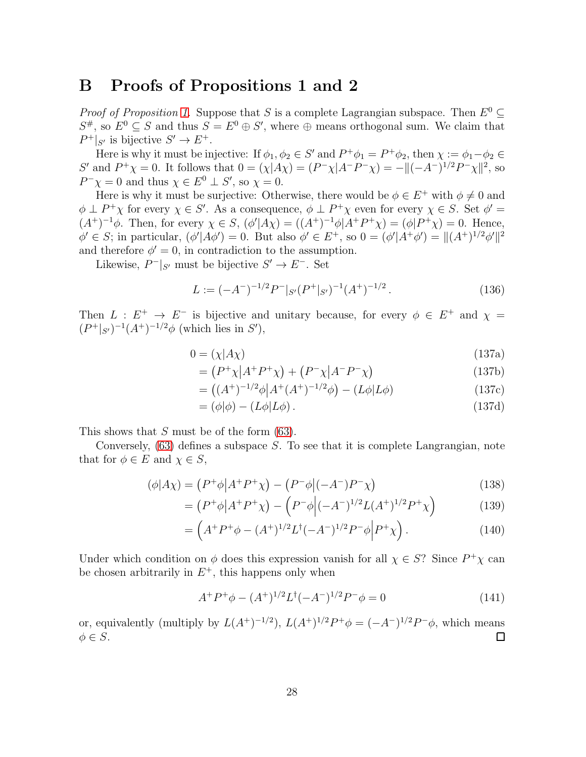# B Proofs of Propositions 1 and 2

*Proof of Proposition 1.* Suppose that $S$ is a complete Lagrangian subspace. Then $E^0 \subseteq S^\#$, so $E^0 \subseteq S$ and thus $S = E^0 \oplus S'$, where $\oplus$ means orthogonal sum. We claim that $P^+|_{S'}$ is bijective $S' \to E^+$.

Here is why it must be injective: If $\phi_1, \phi_2 \in S'$ and $P^+\phi_1 = P^+\phi_2$, then $\chi := \phi_1 - \phi_2 \in S'$ and $P^+\chi = 0$. It follows that $0 = (\chi|A\chi) = (P^-\chi|A^-P^-\chi) = -\|(-A^-)^{1/2}P^-\chi\|^2$, so $P^-\chi = 0$ and thus $\chi \in E^0 \perp S'$, so $\chi = 0$.

Here is why it must be surjective: Otherwise, there would be $\phi \in E^+$ with $\phi \neq 0$ and $\phi \perp P^+\chi$ for every $\chi \in S'$. As a consequence, $\phi \perp P^+\chi$ even for every $\chi \in S$. Set $\phi' = (A^+)^{-1}\phi$. Then, for every $\chi \in S$, $(\phi'|A\chi) = ((A^+)^{-1}\phi|A^+P^+\chi) = (\phi|P^+\chi) = 0$. Hence, $\phi' \in S$; in particular, $(\phi'|A\phi') = 0$. But also $\phi' \in E^+$, so $0 = (\phi'|A^+\phi') = \|(A^+)^{1/2}\phi'\|^2$ and therefore $\phi' = 0$, in contradiction to the assumption.

Likewise, $P^-|_{S'}$ must be bijective $S' \to E^-$. Set

$$L := (-A^-)^{-1/2}P^-|_{S'}(P^+|_{S'})^{-1}(A^+)^{-1/2}\,. \tag{136}$$

Then $L : E^+ \to E^-$ is bijective and unitary because, for every $\phi \in E^+$ and $\chi = (P^+|_{S'})^{-1}(A^+)^{-1/2}\phi$ (which lies in $S'$),

$$
\begin{aligned}
0 &= (\chi|A\chi) &\text{(137a)}\\
&= \big(P^+\chi\big|A^+P^+\chi\big) + \big(P^-\chi\big|A^-P^-\chi\big) &\text{(137b)}\\
&= \big((A^+)^{-1/2}\phi\big|A^+(A^+)^{-1/2}\phi\big) - (L\phi|L\phi) &\text{(137c)}\\
&= (\phi|\phi) - (L\phi|L\phi)\,. &\text{(137d)}
\end{aligned}
$$

This shows that $S$ must be of the form (63).

Conversely, (63) defines a subspace $S$. To see that it is complete Langrangian, note that for $\phi \in E$ and $\chi \in S$,

$$(\phi|A\chi) = \big(P^+\phi\big|A^+P^+\chi\big) - \big(P^-\phi\big|(-A^-)P^-\chi\big) \tag{138}$$

$$= \big(P^+\phi\big|A^+P^+\chi\big) - \Big(P^-\phi\Big|(-A^-)^{1/2}L(A^+)^{1/2}P^+\chi\Big) \tag{139}$$

$$= \Big(A^+P^+\phi - (A^+)^{1/2}L^\dagger(-A^-)^{1/2}P^-\phi\Big|P^+\chi\Big)\,. \tag{140}$$

Under which condition on $\phi$ does this expression vanish for all $\chi \in S$? Since $P^+\chi$ can be chosen arbitrarily in $E^+$, this happens only when

$$A^+P^+\phi - (A^+)^{1/2}L^\dagger(-A^-)^{1/2}P^-\phi = 0 \tag{141}$$

or, equivalently (multiply by $L(A^+)^{-1/2}$), $L(A^+)^{1/2}P^+\phi = (-A^-)^{1/2}P^-\phi$, which means $\phi \in S$. □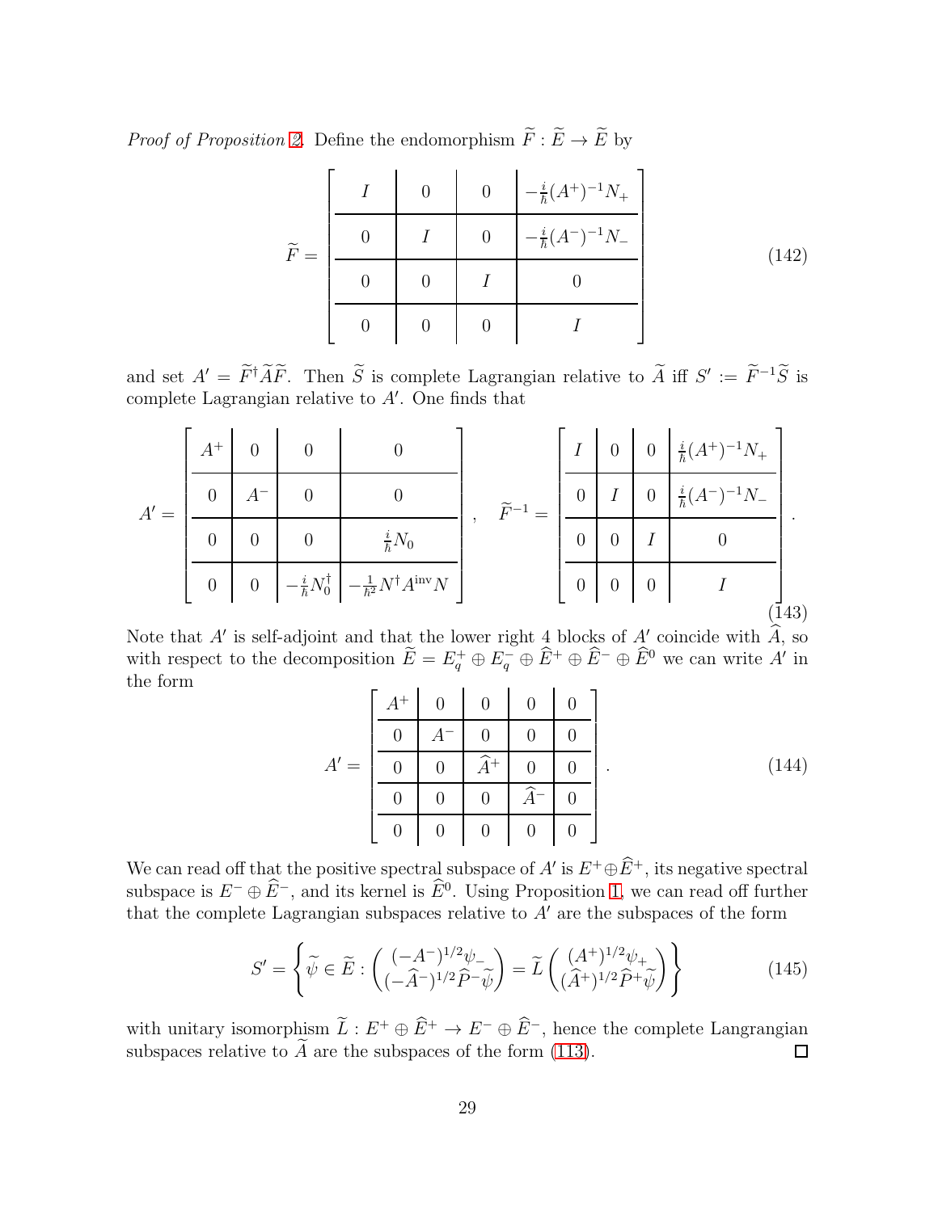*Proof of Proposition 2.* Define the endomorphism $\widetilde{F} : \widetilde{E} \to \widetilde{E}$ by

$$\widetilde{F} = \left[\begin{array}{c|c|c|c} I & 0 & 0 & -\frac{i}{\hbar}(A^+)^{-1}N_+ \\ \hline 0 & I & 0 & -\frac{i}{\hbar}(A^-)^{-1}N_- \\ \hline 0 & 0 & I & 0 \\ \hline 0 & 0 & 0 & I \end{array}\right] \tag{142}$$

and set $A' = \widetilde{F}^\dagger \widetilde{A} \widetilde{F}$. Then $\widetilde{S}$ is complete Lagrangian relative to $\widetilde{A}$ iff $S' := \widetilde{F}^{-1}\widetilde{S}$ is complete Lagrangian relative to $A'$. One finds that

$$A' = \left[\begin{array}{c|c|c|c} A^+ & 0 & 0 & 0 \\ \hline 0 & A^- & 0 & 0 \\ \hline 0 & 0 & 0 & \frac{i}{\hbar}N_0 \\ \hline 0 & 0 & -\frac{i}{\hbar}N_0^\dagger & -\frac{1}{\hbar^2}N^\dagger A^{\mathrm{inv}} N \end{array}\right], \quad \widetilde{F}^{-1} = \left[\begin{array}{c|c|c|c} I & 0 & 0 & \frac{i}{\hbar}(A^+)^{-1}N_+ \\ \hline 0 & I & 0 & \frac{i}{\hbar}(A^-)^{-1}N_- \\ \hline 0 & 0 & I & 0 \\ \hline 0 & 0 & 0 & I \end{array}\right]. \tag{143}$$

Note that $A'$ is self-adjoint and that the lower right 4 blocks of $A'$ coincide with $\widehat{A}$, so with respect to the decomposition $\widetilde{E} = E_q^+ \oplus E_q^- \oplus \widehat{E}^+ \oplus \widehat{E}^- \oplus \widehat{E}^0$ we can write $A'$ in the form

$$A' = \left[\begin{array}{c|c|c|c|c} A^+ & 0 & 0 & 0 & 0 \\ \hline 0 & A^- & 0 & 0 & 0 \\ \hline 0 & 0 & \widehat{A}^+ & 0 & 0 \\ \hline 0 & 0 & 0 & \widehat{A}^- & 0 \\ \hline 0 & 0 & 0 & 0 & 0 \end{array}\right]. \tag{144}$$

We can read off that the positive spectral subspace of $A'$ is $E^+ \oplus \widehat{E}^+$, its negative spectral subspace is $E^- \oplus \widehat{E}^-$, and its kernel is $\widehat{E}^0$. Using Proposition 1, we can read off further that the complete Lagrangian subspaces relative to $A'$ are the subspaces of the form

$$S' = \left\{ \widetilde{\psi} \in \widetilde{E} : \begin{pmatrix} (-A^-)^{1/2}\psi_- \\ (-\widehat{A}^-)^{1/2}\widehat{P}^-\widetilde{\psi} \end{pmatrix} = \widetilde{L} \begin{pmatrix} (A^+)^{1/2}\psi_+ \\ (\widehat{A}^+)^{1/2}\widehat{P}^+\widetilde{\psi} \end{pmatrix} \right\} \tag{145}$$

with unitary isomorphism $\widetilde{L} : E^+ \oplus \widehat{E}^+ \to E^- \oplus \widehat{E}^-$, hence the complete Langrangian subspaces relative to $\widetilde{A}$ are the subspaces of the form (113). □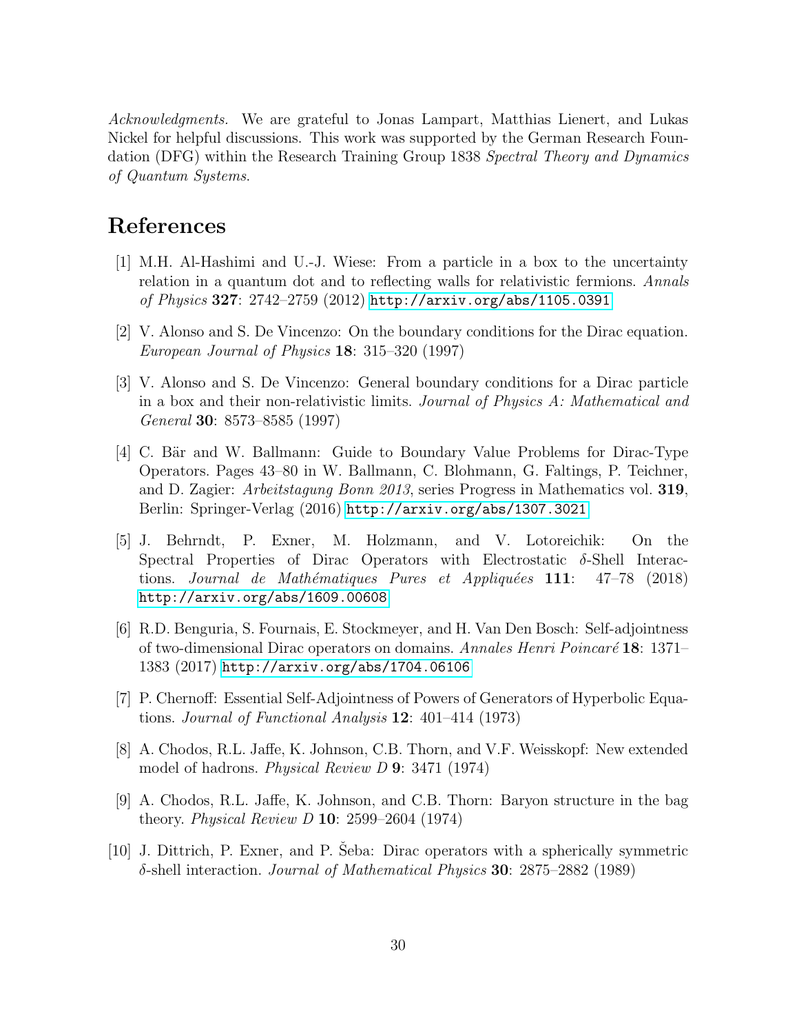*Acknowledgments.* We are grateful to Jonas Lampart, Matthias Lienert, and Lukas Nickel for helpful discussions. This work was supported by the German Research Foundation (DFG) within the Research Training Group 1838 *Spectral Theory and Dynamics of Quantum Systems*.

# References

[1] M.H. Al-Hashimi and U.-J. Wiese: From a particle in a box to the uncertainty relation in a quantum dot and to reflecting walls for relativistic fermions. *Annals of Physics* **327**: 2742–2759 (2012) http://arxiv.org/abs/1105.0391

[2] V. Alonso and S. De Vincenzo: On the boundary conditions for the Dirac equation. *European Journal of Physics* **18**: 315–320 (1997)

[3] V. Alonso and S. De Vincenzo: General boundary conditions for a Dirac particle in a box and their non-relativistic limits. *Journal of Physics A: Mathematical and General* **30**: 8573–8585 (1997)

[4] C. Bär and W. Ballmann: Guide to Boundary Value Problems for Dirac-Type Operators. Pages 43–80 in W. Ballmann, C. Blohmann, G. Faltings, P. Teichner, and D. Zagier: *Arbeitstagung Bonn 2013*, series Progress in Mathematics vol. **319**, Berlin: Springer-Verlag (2016) http://arxiv.org/abs/1307.3021

[5] J. Behrndt, P. Exner, M. Holzmann, and V. Lotoreichik: On the Spectral Properties of Dirac Operators with Electrostatic $\delta$-Shell Interactions. *Journal de Mathématiques Pures et Appliquées* **111**: 47–78 (2018) http://arxiv.org/abs/1609.00608

[6] R.D. Benguria, S. Fournais, E. Stockmeyer, and H. Van Den Bosch: Self-adjointness of two-dimensional Dirac operators on domains. *Annales Henri Poincaré* **18**: 1371–1383 (2017) http://arxiv.org/abs/1704.06106

[7] P. Chernoff: Essential Self-Adjointness of Powers of Generators of Hyperbolic Equations. *Journal of Functional Analysis* **12**: 401–414 (1973)

[8] A. Chodos, R.L. Jaffe, K. Johnson, C.B. Thorn, and V.F. Weisskopf: New extended model of hadrons. *Physical Review D* **9**: 3471 (1974)

[9] A. Chodos, R.L. Jaffe, K. Johnson, and C.B. Thorn: Baryon structure in the bag theory. *Physical Review D* **10**: 2599–2604 (1974)

[10] J. Dittrich, P. Exner, and P. Šeba: Dirac operators with a spherically symmetric $\delta$-shell interaction. *Journal of Mathematical Physics* **30**: 2875–2882 (1989)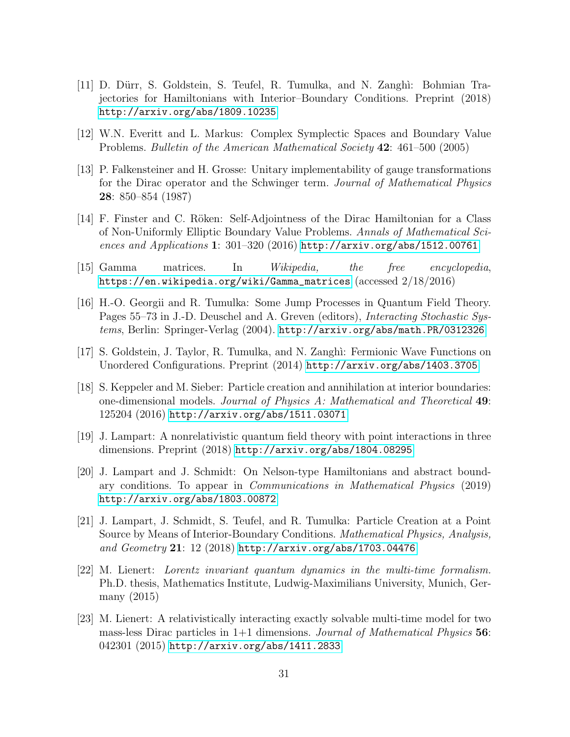[11] D. Dürr, S. Goldstein, S. Teufel, R. Tumulka, and N. Zanghì: Bohmian Trajectories for Hamiltonians with Interior–Boundary Conditions. Preprint (2018) http://arxiv.org/abs/1809.10235

[12] W.N. Everitt and L. Markus: Complex Symplectic Spaces and Boundary Value Problems. *Bulletin of the American Mathematical Society* **42**: 461–500 (2005)

[13] P. Falkensteiner and H. Grosse: Unitary implementability of gauge transformations for the Dirac operator and the Schwinger term. *Journal of Mathematical Physics* **28**: 850–854 (1987)

[14] F. Finster and C. Röken: Self-Adjointness of the Dirac Hamiltonian for a Class of Non-Uniformly Elliptic Boundary Value Problems. *Annals of Mathematical Sciences and Applications* **1**: 301–320 (2016) http://arxiv.org/abs/1512.00761

[15] Gamma matrices. In *Wikipedia, the free encyclopedia*, https://en.wikipedia.org/wiki/Gamma_matrices (accessed 2/18/2016)

[16] H.-O. Georgii and R. Tumulka: Some Jump Processes in Quantum Field Theory. Pages 55–73 in J.-D. Deuschel and A. Greven (editors), *Interacting Stochastic Systems*, Berlin: Springer-Verlag (2004). http://arxiv.org/abs/math.PR/0312326

[17] S. Goldstein, J. Taylor, R. Tumulka, and N. Zanghì: Fermionic Wave Functions on Unordered Configurations. Preprint (2014) http://arxiv.org/abs/1403.3705

[18] S. Keppeler and M. Sieber: Particle creation and annihilation at interior boundaries: one-dimensional models. *Journal of Physics A: Mathematical and Theoretical* **49**: 125204 (2016) http://arxiv.org/abs/1511.03071

[19] J. Lampart: A nonrelativistic quantum field theory with point interactions in three dimensions. Preprint (2018) http://arxiv.org/abs/1804.08295

[20] J. Lampart and J. Schmidt: On Nelson-type Hamiltonians and abstract boundary conditions. To appear in *Communications in Mathematical Physics* (2019) http://arxiv.org/abs/1803.00872

[21] J. Lampart, J. Schmidt, S. Teufel, and R. Tumulka: Particle Creation at a Point Source by Means of Interior-Boundary Conditions. *Mathematical Physics, Analysis, and Geometry* **21**: 12 (2018) http://arxiv.org/abs/1703.04476

[22] M. Lienert: *Lorentz invariant quantum dynamics in the multi-time formalism.* Ph.D. thesis, Mathematics Institute, Ludwig-Maximilians University, Munich, Germany (2015)

[23] M. Lienert: A relativistically interacting exactly solvable multi-time model for two mass-less Dirac particles in 1+1 dimensions. *Journal of Mathematical Physics* **56**: 042301 (2015) http://arxiv.org/abs/1411.2833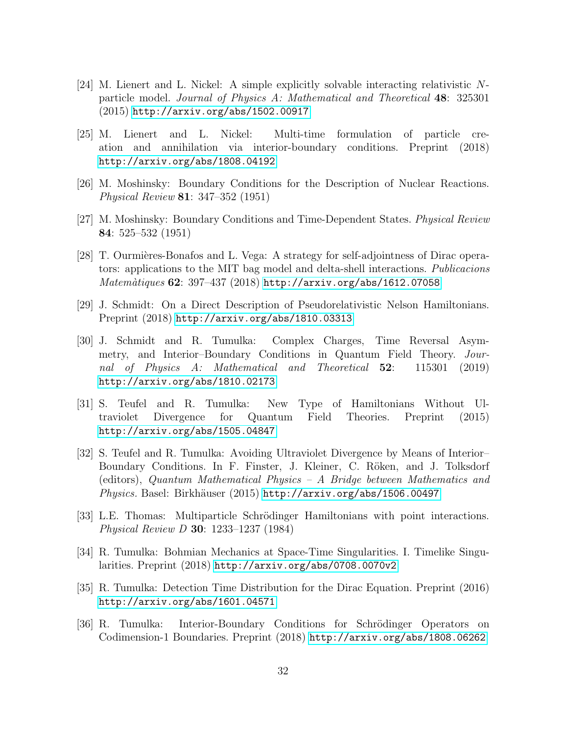[24] M. Lienert and L. Nickel: A simple explicitly solvable interacting relativistic $N$-particle model. *Journal of Physics A: Mathematical and Theoretical* **48**: 325301 (2015) http://arxiv.org/abs/1502.00917

[25] M. Lienert and L. Nickel: Multi-time formulation of particle creation and annihilation via interior-boundary conditions. Preprint (2018) http://arxiv.org/abs/1808.04192

[26] M. Moshinsky: Boundary Conditions for the Description of Nuclear Reactions. *Physical Review* **81**: 347–352 (1951)

[27] M. Moshinsky: Boundary Conditions and Time-Dependent States. *Physical Review* **84**: 525–532 (1951)

[28] T. Ourmières-Bonafos and L. Vega: A strategy for self-adjointness of Dirac operators: applications to the MIT bag model and delta-shell interactions. *Publicacions Matemàtiques* **62**: 397–437 (2018) http://arxiv.org/abs/1612.07058

[29] J. Schmidt: On a Direct Description of Pseudorelativistic Nelson Hamiltonians. Preprint (2018) http://arxiv.org/abs/1810.03313

[30] J. Schmidt and R. Tumulka: Complex Charges, Time Reversal Asymmetry, and Interior–Boundary Conditions in Quantum Field Theory. *Journal of Physics A: Mathematical and Theoretical* **52**: 115301 (2019) http://arxiv.org/abs/1810.02173

[31] S. Teufel and R. Tumulka: New Type of Hamiltonians Without Ultraviolet Divergence for Quantum Field Theories. Preprint (2015) http://arxiv.org/abs/1505.04847

[32] S. Teufel and R. Tumulka: Avoiding Ultraviolet Divergence by Means of Interior–Boundary Conditions. In F. Finster, J. Kleiner, C. Röken, and J. Tolksdorf (editors), *Quantum Mathematical Physics – A Bridge between Mathematics and Physics.* Basel: Birkhäuser (2015) http://arxiv.org/abs/1506.00497

[33] L.E. Thomas: Multiparticle Schrödinger Hamiltonians with point interactions. *Physical Review D* **30**: 1233–1237 (1984)

[34] R. Tumulka: Bohmian Mechanics at Space-Time Singularities. I. Timelike Singularities. Preprint (2018) http://arxiv.org/abs/0708.0070v2

[35] R. Tumulka: Detection Time Distribution for the Dirac Equation. Preprint (2016) http://arxiv.org/abs/1601.04571

[36] R. Tumulka: Interior-Boundary Conditions for Schrödinger Operators on Codimension-1 Boundaries. Preprint (2018) http://arxiv.org/abs/1808.06262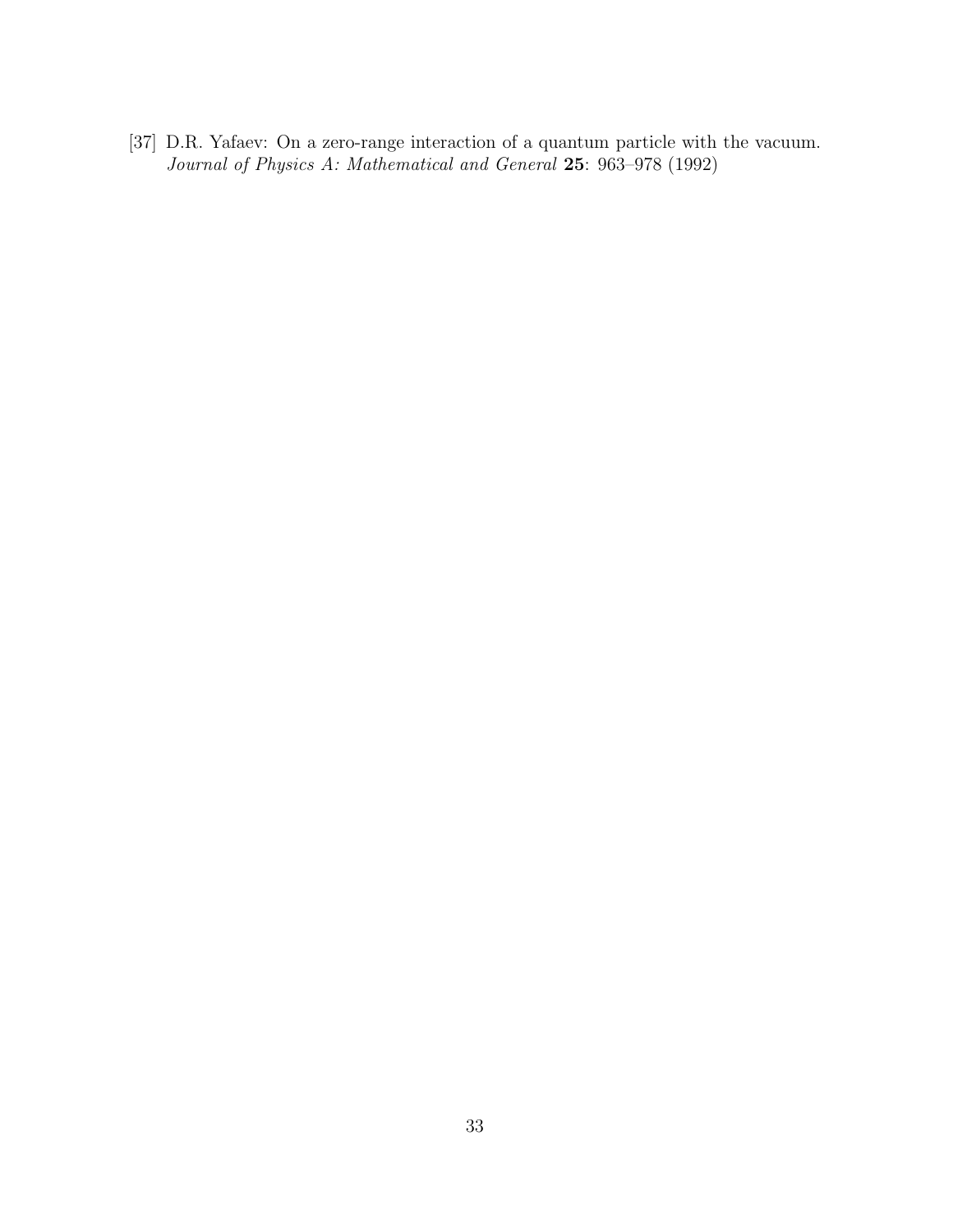[37] D.R. Yafaev: On a zero-range interaction of a quantum particle with the vacuum. *Journal of Physics A: Mathematical and General* **25**: 963–978 (1992)